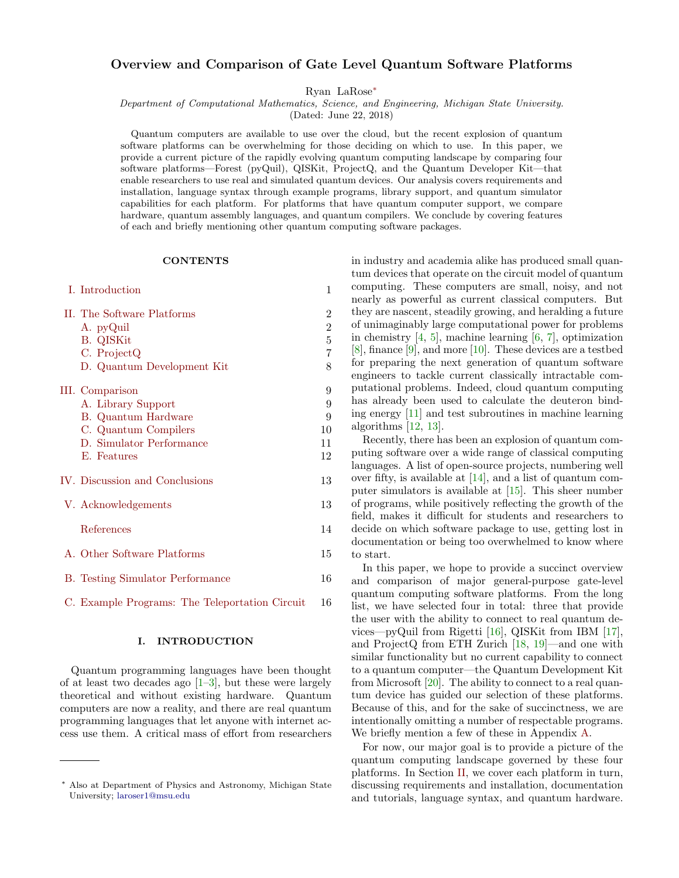# Overview and Comparison of Gate Level Quantum Software Platforms

Ryan LaRose[*]

*Department of Computational Mathematics, Science, and Engineering, Michigan State University.*

(Dated: June 22, 2018)

Quantum computers are available to use over the cloud, but the recent explosion of quantum software platforms can be overwhelming for those deciding on which to use. In this paper, we provide a current picture of the rapidly evolving quantum computing landscape by comparing four software platforms—Forest (pyQuil), QISKit, ProjectQ, and the Quantum Developer Kit—that enable researchers to use real and simulated quantum devices. Our analysis covers requirements and installation, language syntax through example programs, library support, and quantum simulator capabilities for each platform. For platforms that have quantum computer support, we compare hardware, quantum assembly languages, and quantum compilers. We conclude by covering features of each and briefly mentioning other quantum computing software packages.

## CONTENTS

| | | |
|---|---|---|
| I. | Introduction | 1 |
| II. | The Software Platforms | 2 |
| | A. pyQuil | 2 |
| | B. QISKit | 5 |
| | C. ProjectQ | 7 |
| | D. Quantum Development Kit | 8 |
| III. | Comparison | 9 |
| | A. Library Support | 9 |
| | B. Quantum Hardware | 9 |
| | C. Quantum Compilers | 10 |
| | D. Simulator Performance | 11 |
| | E. Features | 12 |
| IV. | Discussion and Conclusions | 13 |
| V. | Acknowledgements | 13 |
| | References | 14 |
| A. | Other Software Platforms | 15 |
| B. | Testing Simulator Performance | 16 |
| C. | Example Programs: The Teleportation Circuit | 16 |

## I. INTRODUCTION

Quantum programming languages have been thought of at least two decades ago [1–3], but these were largely theoretical and without existing hardware. Quantum computers are now a reality, and there are real quantum programming languages that let anyone with internet access use them. A critical mass of effort from researchers in industry and academia alike has produced small quantum devices that operate on the circuit model of quantum computing. These computers are small, noisy, and not nearly as powerful as current classical computers. But they are nascent, steadily growing, and heralding a future of unimaginably large computational power for problems in chemistry [4, 5], machine learning [6, 7], optimization [8], finance [9], and more [10]. These devices are a testbed for preparing the next generation of quantum software engineers to tackle current classically intractable computational problems. Indeed, cloud quantum computing has already been used to calculate the deuteron binding energy [11] and test subroutines in machine learning algorithms [12, 13].

Recently, there has been an explosion of quantum computing software over a wide range of classical computing languages. A list of open-source projects, numbering well over fifty, is available at [14], and a list of quantum computer simulators is available at [15]. This sheer number of programs, while positively reflecting the growth of the field, makes it difficult for students and researchers to decide on which software package to use, getting lost in documentation or being too overwhelmed to know where to start.

In this paper, we hope to provide a succinct overview and comparison of major general-purpose gate-level quantum computing software platforms. From the long list, we have selected four in total: three that provide the user with the ability to connect to real quantum devices—pyQuil from Rigetti [16], QISKit from IBM [17], and ProjectQ from ETH Zurich [18, 19]—and one with similar functionality but no current capability to connect to a quantum computer—the Quantum Development Kit from Microsoft [20]. The ability to connect to a real quantum device has guided our selection of these platforms. Because of this, and for the sake of succinctness, we are intentionally omitting a number of respectable programs. We briefly mention a few of these in Appendix A.

For now, our major goal is to provide a picture of the quantum computing landscape governed by these four platforms. In Section II, we cover each platform in turn, discussing requirements and installation, documentation and tutorials, language syntax, and quantum hardware.

---

[*] Also at Department of Physics and Astronomy, Michigan State University; laroser1@msu.edu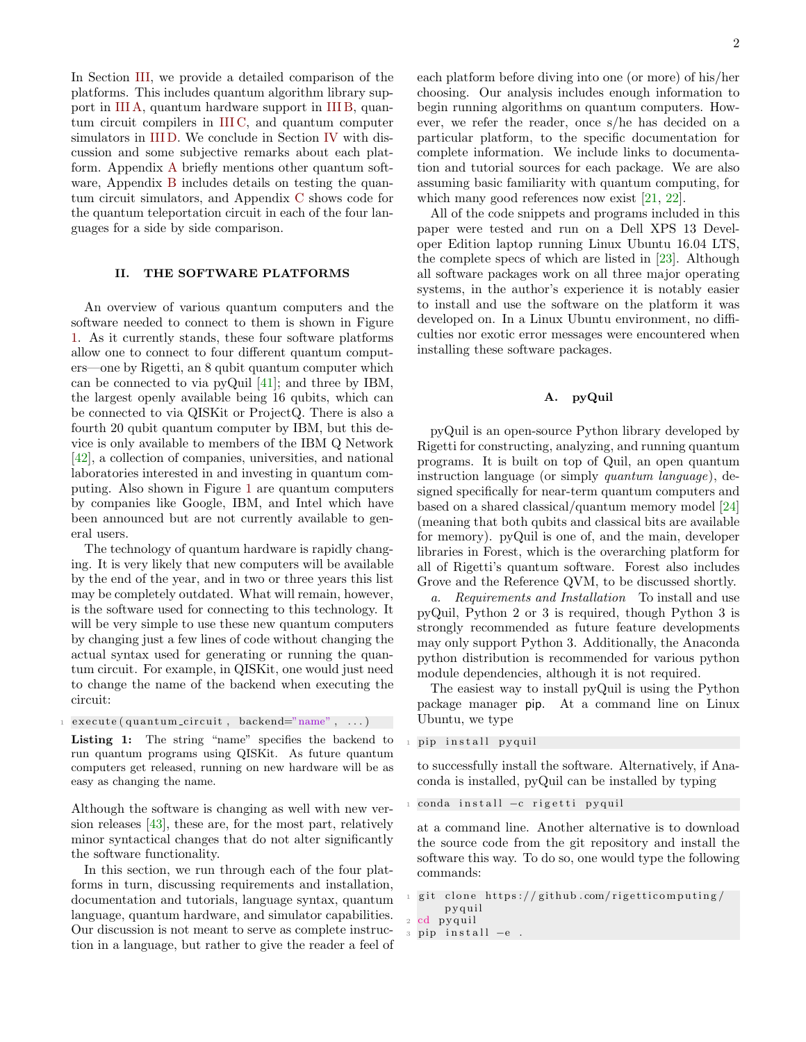In Section III, we provide a detailed comparison of the platforms. This includes quantum algorithm library support in III A, quantum hardware support in III B, quantum circuit compilers in III C, and quantum computer simulators in III D. We conclude in Section IV with discussion and some subjective remarks about each platform. Appendix A briefly mentions other quantum software, Appendix B includes details on testing the quantum circuit simulators, and Appendix C shows code for the quantum teleportation circuit in each of the four languages for a side by side comparison.

## II. THE SOFTWARE PLATFORMS

An overview of various quantum computers and the software needed to connect to them is shown in Figure 1. As it currently stands, these four software platforms allow one to connect to four different quantum computers—one by Rigetti, an 8 qubit quantum computer which can be connected to via pyQuil [41]; and three by IBM, the largest openly available being 16 qubits, which can be connected to via QISKit or ProjectQ. There is also a fourth 20 qubit quantum computer by IBM, but this device is only available to members of the IBM Q Network [42], a collection of companies, universities, and national laboratories interested in and investing in quantum computing. Also shown in Figure 1 are quantum computers by companies like Google, IBM, and Intel which have been announced but are not currently available to general users.

The technology of quantum hardware is rapidly changing. It is very likely that new computers will be available by the end of the year, and in two or three years this list may be completely outdated. What will remain, however, is the software used for connecting to this technology. It will be very simple to use these new quantum computers by changing just a few lines of code without changing the actual syntax used for generating or running the quantum circuit. For example, in QISKit, one would just need to change the name of the backend when executing the circuit:

```
execute(quantum_circuit, backend="name", ...)
```

**Listing 1:** The string "name" specifies the backend to run quantum programs using QISKit. As future quantum computers get released, running on new hardware will be as easy as changing the name.

Although the software is changing as well with new version releases [43], these are, for the most part, relatively minor syntactical changes that do not alter significantly the software functionality.

In this section, we run through each of the four platforms in turn, discussing requirements and installation, documentation and tutorials, language syntax, quantum language, quantum hardware, and simulator capabilities. Our discussion is not meant to serve as complete instruction in a language, but rather to give the reader a feel of each platform before diving into one (or more) of his/her choosing. Our analysis includes enough information to begin running algorithms on quantum computers. However, we refer the reader, once s/he has decided on a particular platform, to the specific documentation for complete information. We include links to documentation and tutorial sources for each package. We are also assuming basic familiarity with quantum computing, for which many good references now exist [21, 22].

All of the code snippets and programs included in this paper were tested and run on a Dell XPS 13 Developer Edition laptop running Linux Ubuntu 16.04 LTS, the complete specs of which are listed in [23]. Although all software packages work on all three major operating systems, in the author's experience it is notably easier to install and use the software on the platform it was developed on. In a Linux Ubuntu environment, no difficulties nor exotic error messages were encountered when installing these software packages.

### A. pyQuil

pyQuil is an open-source Python library developed by Rigetti for constructing, analyzing, and running quantum programs. It is built on top of Quil, an open quantum instruction language (or simply *quantum language*), designed specifically for near-term quantum computers and based on a shared classical/quantum memory model [24] (meaning that both qubits and classical bits are available for memory). pyQuil is one of, and the main, developer libraries in Forest, which is the overarching platform for all of Rigetti's quantum software. Forest also includes Grove and the Reference QVM, to be discussed shortly.

*a. Requirements and Installation* To install and use pyQuil, Python 2 or 3 is required, though Python 3 is strongly recommended as future feature developments may only support Python 3. Additionally, the Anaconda python distribution is recommended for various python module dependencies, although it is not required.

The easiest way to install pyQuil is using the Python package manager pip. At a command line on Linux Ubuntu, we type

```
pip install pyquil
```

to successfully install the software. Alternatively, if Anaconda is installed, pyQuil can be installed by typing

```
conda install -c rigetti pyquil
```

at a command line. Another alternative is to download the source code from the git repository and install the software this way. To do so, one would type the following commands:

```
git clone https://github.com/rigetticomputing/pyquil
cd pyquil
pip install -e .
```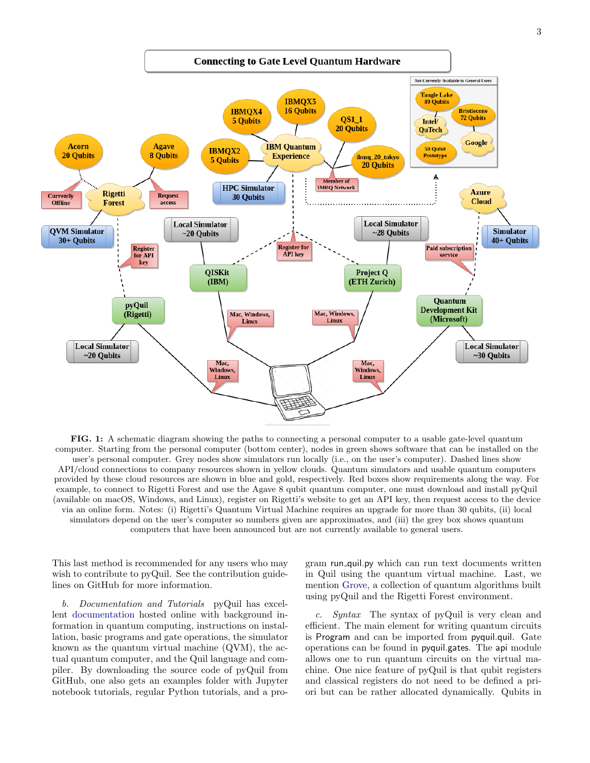**FIG. 1:** A schematic diagram showing the paths to connecting a personal computer to a usable gate-level quantum computer. Starting from the personal computer (bottom center), nodes in green shows software that can be installed on the user's personal computer. Grey nodes show simulators run locally (i.e., on the user's computer). Dashed lines show API/cloud connections to company resources shown in yellow clouds. Quantum simulators and usable quantum computers provided by these cloud resources are shown in blue and gold, respectively. Red boxes show requirements along the way. For example, to connect to Rigetti Forest and use the Agave 8 qubit quantum computer, one must download and install pyQuil (available on macOS, Windows, and Linux), register on Rigetti's website to get an API key, then request access to the device via an online form. Notes: (i) Rigetti's Quantum Virtual Machine requires an upgrade for more than 30 qubits, (ii) local simulators depend on the user's computer so numbers given are approximates, and (iii) the grey box shows quantum computers that have been announced but are not currently available to general users.

This last method is recommended for any users who may wish to contribute to pyQuil. See the contribution guidelines on GitHub for more information.

*b. Documentation and Tutorials* pyQuil has excellent documentation hosted online with background information in quantum computing, instructions on installation, basic programs and gate operations, the simulator known as the quantum virtual machine (QVM), the actual quantum computer, and the Quil language and compiler. By downloading the source code of pyQuil from GitHub, one also gets an examples folder with Jupyter notebook tutorials, regular Python tutorials, and a program run_quil.py which can run text documents written in Quil using the quantum virtual machine. Last, we mention Grove, a collection of quantum algorithms built using pyQuil and the Rigetti Forest environment.

*c. Syntax* The syntax of pyQuil is very clean and efficient. The main element for writing quantum circuits is Program and can be imported from pyquil.quil. Gate operations can be found in pyquil.gates. The api module allows one to run quantum circuits on the virtual machine. One nice feature of pyQuil is that qubit registers and classical registers do not need to be defined a priori but can be rather allocated dynamically. Qubits in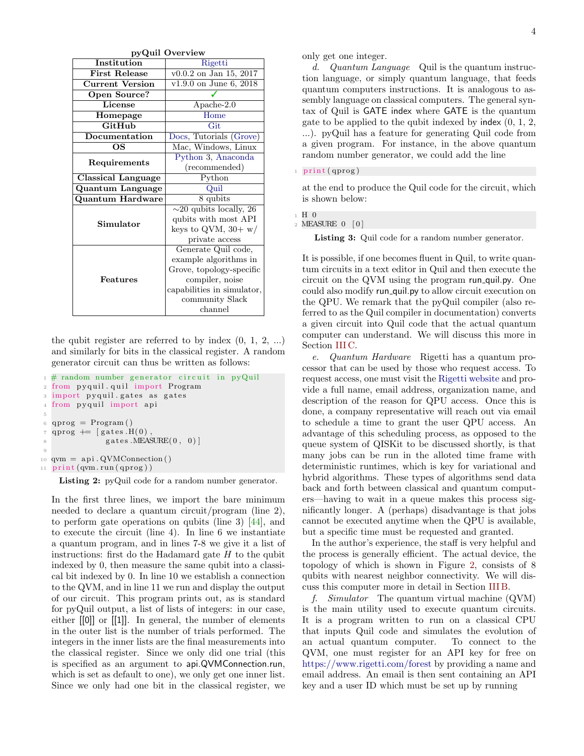**pyQuil Overview**

| Institution | Rigetti |
|---|---|
| **First Release** | v0.0.2 on Jan 15, 2017 |
| **Current Version** | v1.9.0 on June 6, 2018 |
| **Open Source?** | ✓ |
| **License** | Apache-2.0 |
| **Homepage** | Home |
| **GitHub** | Git |
| **Documentation** | Docs, Tutorials (Grove) |
| **OS** | Mac, Windows, Linux |
| **Requirements** | Python 3, Anaconda (recommended) |
| **Classical Language** | Python |
| **Quantum Language** | Quil |
| **Quantum Hardware** | 8 qubits |
| **Simulator** | ∼20 qubits locally, 26 qubits with most API keys to QVM, 30+ w/ private access |
| **Features** | Generate Quil code, example algorithms in Grove, topology-specific compiler, noise capabilities in simulator, community Slack channel |

the qubit register are referred to by index (0, 1, 2, ...) and similarly for bits in the classical register. A random generator circuit can thus be written as follows:

```python
# random number generator circuit in pyQuil
from pyquil.quil import Program
import pyquil.gates as gates
from pyquil import api

qprog = Program()
qprog += [gates.H(0),
          gates.MEASURE(0, 0)]

qvm = api.QVMConnection()
print(qvm.run(qprog))
```

**Listing 2:** pyQuil code for a random number generator.

In the first three lines, we import the bare minimum needed to declare a quantum circuit/program (line 2), to perform gate operations on qubits (line 3) [44], and to execute the circuit (line 4). In line 6 we instantiate a quantum program, and in lines 7-8 we give it a list of instructions: first do the Hadamard gate $H$ to the qubit indexed by 0, then measure the same qubit into a classical bit indexed by 0. In line 10 we establish a connection to the QVM, and in line 11 we run and display the output of our circuit. This program prints out, as is standard for pyQuil output, a list of lists of integers: in our case, either [[0]] or [[1]]. In general, the number of elements in the outer list is the number of trials performed. The integers in the inner lists are the final measurements into the classical register. Since we only did one trial (this is specified as an argument to api.QVMConnection.run, which is set as default to one), we only get one inner list. Since we only had one bit in the classical register, we only get one integer.

*d. Quantum Language* Quil is the quantum instruction language, or simply quantum language, that feeds quantum computers instructions. It is analogous to assembly language on classical computers. The general syntax of Quil is GATE index where GATE is the quantum gate to be applied to the qubit indexed by index (0, 1, 2, ...). pyQuil has a feature for generating Quil code from a given program. For instance, in the above quantum random number generator, we could add the line

```python
print(qprog)
```

at the end to produce the Quil code for the circuit, which is shown below:

```
H 0
MEASURE 0 [0]
```

**Listing 3:** Quil code for a random number generator.

It is possible, if one becomes fluent in Quil, to write quantum circuits in a text editor in Quil and then execute the circuit on the QVM using the program run_quil.py. One could also modify run_quil.py to allow circuit execution on the QPU. We remark that the pyQuil compiler (also referred to as the Quil compiler in documentation) converts a given circuit into Quil code that the actual quantum computer can understand. We will discuss this more in Section III C.

*e. Quantum Hardware* Rigetti has a quantum processor that can be used by those who request access. To request access, one must visit the Rigetti website and provide a full name, email address, organization name, and description of the reason for QPU access. Once this is done, a company representative will reach out via email to schedule a time to grant the user QPU access. An advantage of this scheduling process, as opposed to the queue system of QISKit to be discussed shortly, is that many jobs can be run in the alloted time frame with deterministic runtimes, which is key for variational and hybrid algorithms. These types of algorithms send data back and forth between classical and quantum computers—having to wait in a queue makes this process significantly longer. A (perhaps) disadvantage is that jobs cannot be executed anytime when the QPU is available, but a specific time must be requested and granted.

In the author's experience, the staff is very helpful and the process is generally efficient. The actual device, the topology of which is shown in Figure 2, consists of 8 qubits with nearest neighbor connectivity. We will discuss this computer more in detail in Section III B.

*f. Simulator* The quantum virtual machine (QVM) is the main utility used to execute quantum circuits. It is a program written to run on a classical CPU that inputs Quil code and simulates the evolution of an actual quantum computer. To connect to the QVM, one must register for an API key for free on https://www.rigetti.com/forest by providing a name and email address. An email is then sent containing an API key and a user ID which must be set up by running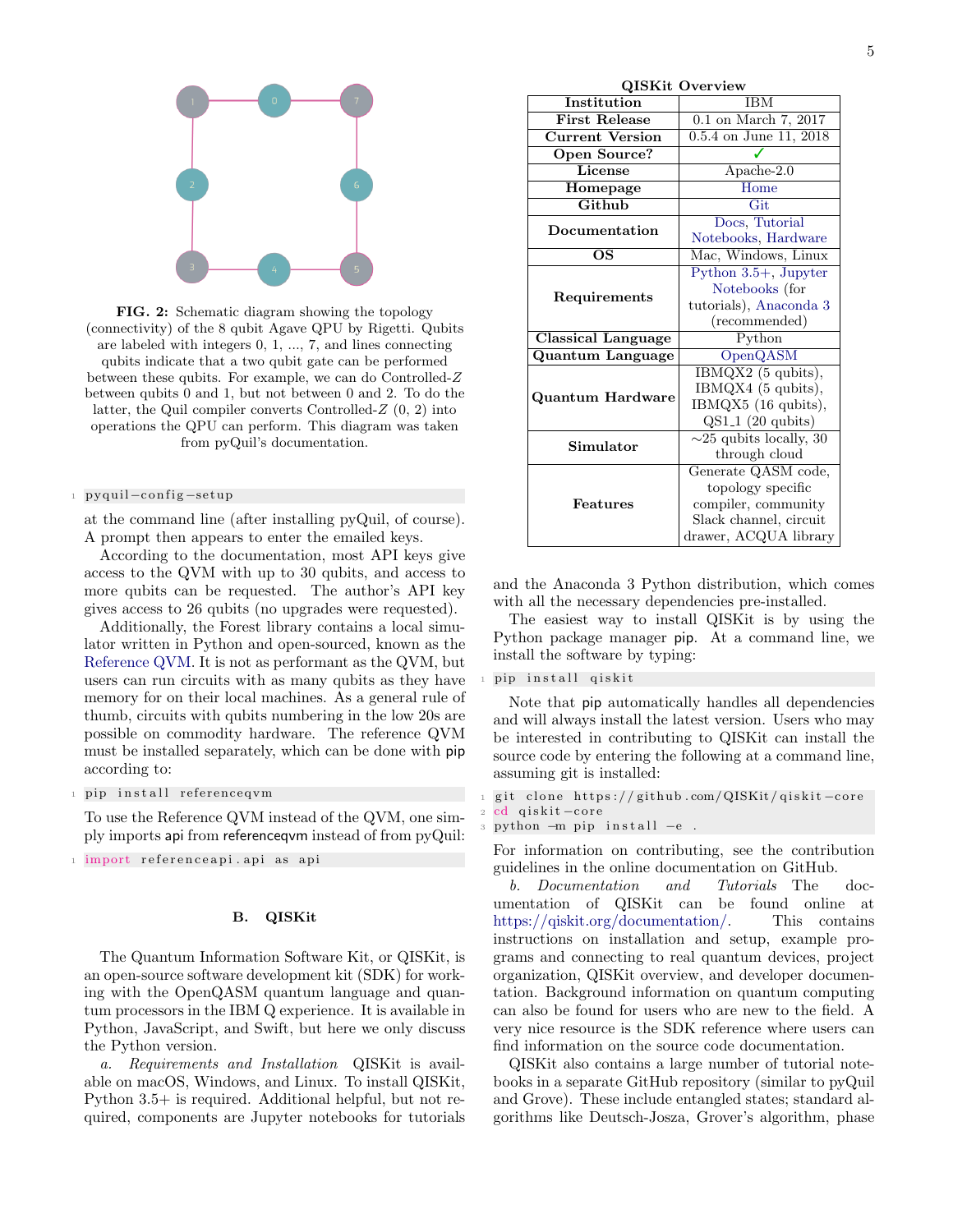FIG. 2: Schematic diagram showing the topology (connectivity) of the 8 qubit Agave QPU by Rigetti. Qubits are labeled with integers 0, 1, ..., 7, and lines connecting qubits indicate that a two qubit gate can be performed between these qubits. For example, we can do Controlled-$Z$ between qubits 0 and 1, but not between 0 and 2. To do the latter, the Quil compiler converts Controlled-$Z$ (0, 2) into operations the QPU can perform. This diagram was taken from pyQuil's documentation.

```
pyquil-config-setup
```

at the command line (after installing pyQuil, of course). A prompt then appears to enter the emailed keys.

According to the documentation, most API keys give access to the QVM with up to 30 qubits, and access to more qubits can be requested. The author's API key gives access to 26 qubits (no upgrades were requested).

Additionally, the Forest library contains a local simulator written in Python and open-sourced, known as the Reference QVM. It is not as performant as the QVM, but users can run circuits with as many qubits as they have memory for on their local machines. As a general rule of thumb, circuits with qubits numbering in the low 20s are possible on commodity hardware. The reference QVM must be installed separately, which can be done with pip according to:

```
pip install referenceqvm
```

To use the Reference QVM instead of the QVM, one simply imports api from referenceqvm instead of from pyQuil:

```
import referenceapi.api as api
```

## B. QISKit

The Quantum Information Software Kit, or QISKit, is an open-source software development kit (SDK) for working with the OpenQASM quantum language and quantum processors in the IBM Q experience. It is available in Python, JavaScript, and Swift, but here we only discuss the Python version.

*a. Requirements and Installation* QISKit is available on macOS, Windows, and Linux. To install QISKit, Python 3.5+ is required. Additional helpful, but not required, components are Jupyter notebooks for tutorials and the Anaconda 3 Python distribution, which comes with all the necessary dependencies pre-installed.

**QISKit Overview**

| | |
|---|---|
| **Institution** | IBM |
| **First Release** | 0.1 on March 7, 2017 |
| **Current Version** | 0.5.4 on June 11, 2018 |
| **Open Source?** | ✓ |
| **License** | Apache-2.0 |
| **Homepage** | Home |
| **Github** | Git |
| **Documentation** | Docs, Tutorial Notebooks, Hardware |
| **OS** | Mac, Windows, Linux |
| **Requirements** | Python 3.5+, Jupyter Notebooks (for tutorials), Anaconda 3 (recommended) |
| **Classical Language** | Python |
| **Quantum Language** | OpenQASM |
| **Quantum Hardware** | IBMQX2 (5 qubits), IBMQX4 (5 qubits), IBMQX5 (16 qubits), QS1_1 (20 qubits) |
| **Simulator** | ∼25 qubits locally, 30 through cloud |
| **Features** | Generate QASM code, topology specific compiler, community Slack channel, circuit drawer, ACQUA library |

The easiest way to install QISKit is by using the Python package manager pip. At a command line, we install the software by typing:

```
pip install qiskit
```

Note that pip automatically handles all dependencies and will always install the latest version. Users who may be interested in contributing to QISKit can install the source code by entering the following at a command line, assuming git is installed:

```
git clone https://github.com/QISKit/qiskit-core
cd qiskit-core
python -m pip install -e .
```

For information on contributing, see the contribution guidelines in the online documentation on GitHub.

*b. Documentation and Tutorials* The documentation of QISKit can be found online at https://qiskit.org/documentation/. This contains instructions on installation and setup, example programs and connecting to real quantum devices, project organization, QISKit overview, and developer documentation. Background information on quantum computing can also be found for users who are new to the field. A very nice resource is the SDK reference where users can find information on the source code documentation.

QISKit also contains a large number of tutorial notebooks in a separate GitHub repository (similar to pyQuil and Grove). These include entangled states; standard algorithms like Deutsch-Josza, Grover's algorithm, phase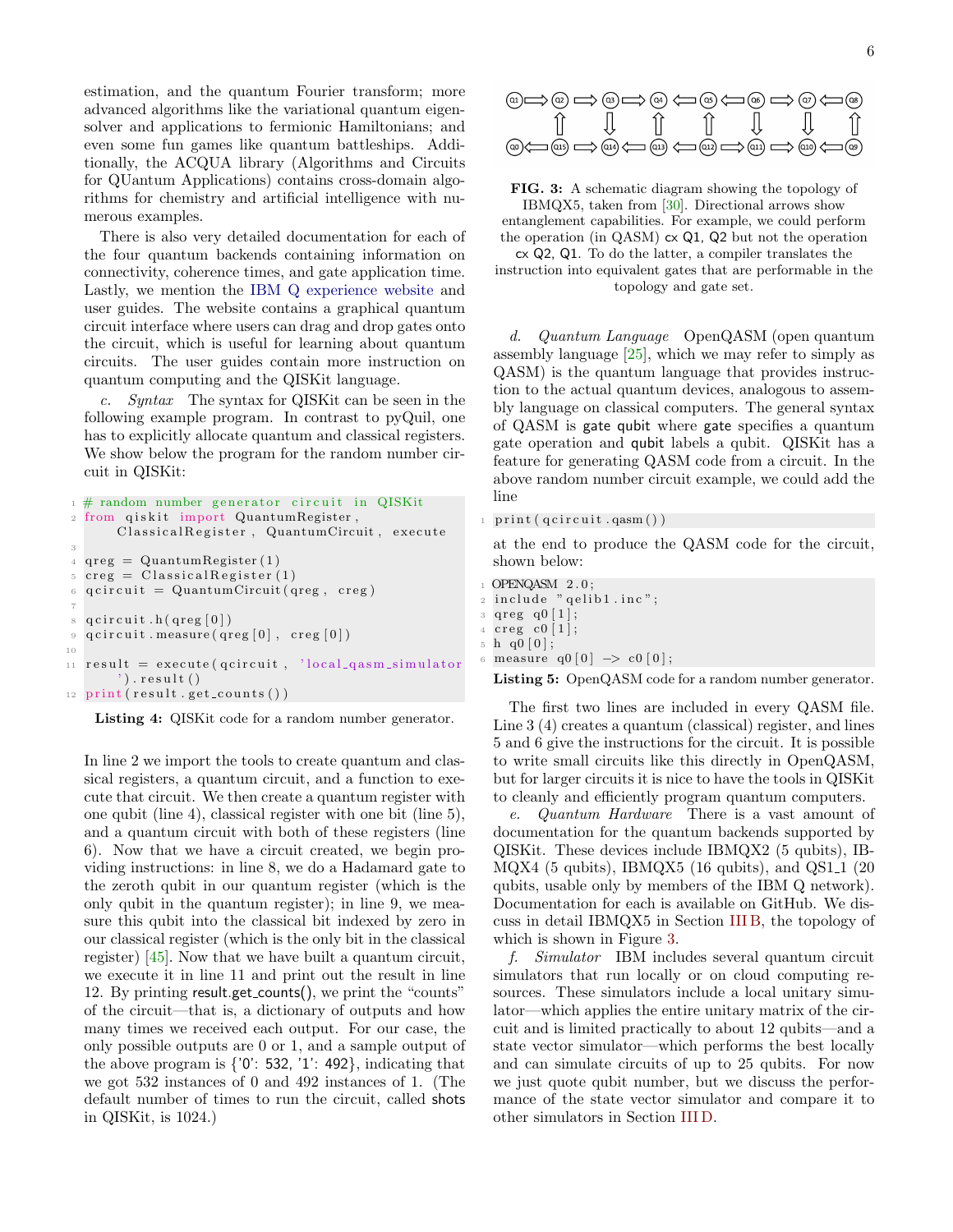estimation, and the quantum Fourier transform; more advanced algorithms like the variational quantum eigensolver and applications to fermionic Hamiltonians; and even some fun games like quantum battleships. Additionally, the ACQUA library (Algorithms and Circuits for QUantum Applications) contains cross-domain algorithms for chemistry and artificial intelligence with numerous examples.

There is also very detailed documentation for each of the four quantum backends containing information on connectivity, coherence times, and gate application time. Lastly, we mention the IBM Q experience website and user guides. The website contains a graphical quantum circuit interface where users can drag and drop gates onto the circuit, which is useful for learning about quantum circuits. The user guides contain more instruction on quantum computing and the QISKit language.

*c. Syntax* The syntax for QISKit can be seen in the following example program. In contrast to pyQuil, one has to explicitly allocate quantum and classical registers. We show below the program for the random number circuit in QISKit:

```
# random number generator circuit in QISKit
from qiskit import QuantumRegister,
    ClassicalRegister, QuantumCircuit, execute

qreg = QuantumRegister(1)
creg = ClassicalRegister(1)
qcircuit = QuantumCircuit(qreg, creg)

qcircuit.h(qreg[0])
qcircuit.measure(qreg[0], creg[0])

result = execute(qcircuit, 'local_qasm_simulator
    ').result()
print(result.get_counts())
```

**Listing 4:** QISKit code for a random number generator.

In line 2 we import the tools to create quantum and classical registers, a quantum circuit, and a function to execute that circuit. We then create a quantum register with one qubit (line 4), classical register with one bit (line 5), and a quantum circuit with both of these registers (line 6). Now that we have a circuit created, we begin providing instructions: in line 8, we do a Hadamard gate to the zeroth qubit in our quantum register (which is the only qubit in the quantum register); in line 9, we measure this qubit into the classical bit indexed by zero in our classical register (which is the only bit in the classical register) [45]. Now that we have built a quantum circuit, we execute it in line 11 and print out the result in line 12. By printing `result.get_counts()`, we print the "counts" of the circuit—that is, a dictionary of outputs and how many times we received each output. For our case, the only possible outputs are 0 or 1, and a sample output of the above program is {'0': 532, '1': 492}, indicating that we got 532 instances of 0 and 492 instances of 1. (The default number of times to run the circuit, called `shots` in QISKit, is 1024.)

```
Q1 ⇒ Q2 ⇒ Q3 ⇒ Q4 ⇐ Q5 ⇐ Q6 ⇒ Q7 ⇐ Q8
      ⇑    ⇓    ⇑    ⇑    ⇓    ⇓    ⇑
Q0 ⇐ Q15 ⇒ Q14 ⇐ Q13 ⇐ Q12 ⇒ Q11 ⇒ Q10 ⇐ Q9
```

**FIG. 3:** A schematic diagram showing the topology of IBMQX5, taken from [30]. Directional arrows show entanglement capabilities. For example, we could perform the operation (in QASM) `cx Q1, Q2` but not the operation `cx Q2, Q1`. To do the latter, a compiler translates the instruction into equivalent gates that are performable in the topology and gate set.

*d. Quantum Language* OpenQASM (open quantum assembly language [25], which we may refer to simply as QASM) is the quantum language that provides instruction to the actual quantum devices, analogous to assembly language on classical computers. The general syntax of QASM is `gate qubit` where `gate` specifies a quantum gate operation and `qubit` labels a qubit. QISKit has a feature for generating QASM code from a circuit. In the above random number circuit example, we could add the line

```
print(qcircuit.qasm())
```

at the end to produce the QASM code for the circuit, shown below:

```
OPENQASM 2.0;
include "qelib1.inc";
qreg q0[1];
creg c0[1];
h q0[0];
measure q0[0] -> c0[0];
```

**Listing 5:** OpenQASM code for a random number generator.

The first two lines are included in every QASM file. Line 3 (4) creates a quantum (classical) register, and lines 5 and 6 give the instructions for the circuit. It is possible to write small circuits like this directly in OpenQASM, but for larger circuits it is nice to have the tools in QISKit to cleanly and efficiently program quantum computers.

*e. Quantum Hardware* There is a vast amount of documentation for the quantum backends supported by QISKit. These devices include IBMQX2 (5 qubits), IBMQX4 (5 qubits), IBMQX5 (16 qubits), and QS1_1 (20 qubits, usable only by members of the IBM Q network). Documentation for each is available on GitHub. We discuss in detail IBMQX5 in Section III B, the topology of which is shown in Figure 3.

*f. Simulator* IBM includes several quantum circuit simulators that run locally or on cloud computing resources. These simulators include a local unitary simulator—which applies the entire unitary matrix of the circuit and is limited practically to about 12 qubits—and a state vector simulator—which performs the best locally and can simulate circuits of up to 25 qubits. For now we just quote qubit number, but we discuss the performance of the state vector simulator and compare it to other simulators in Section III D.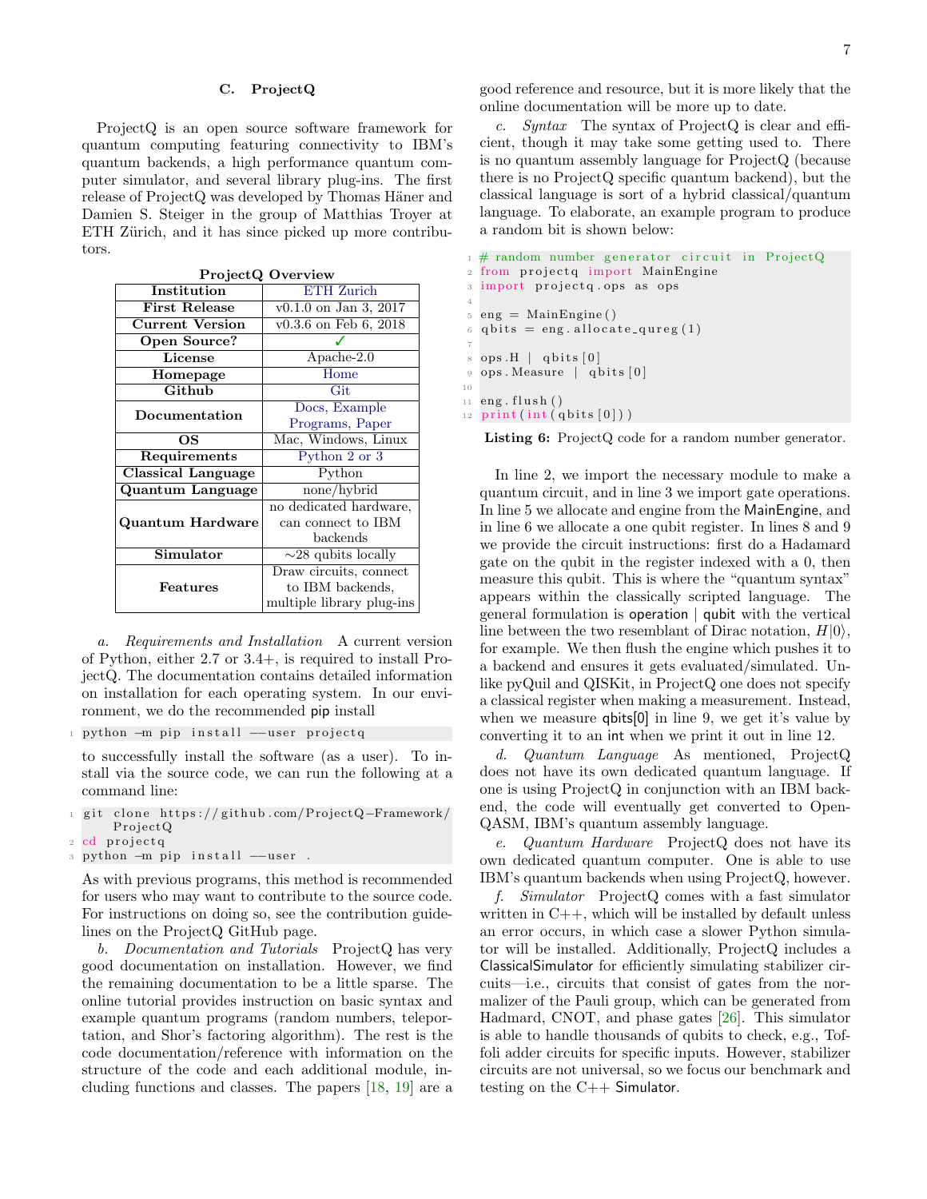### C. ProjectQ

ProjectQ is an open source software framework for quantum computing featuring connectivity to IBM's quantum backends, a high performance quantum computer simulator, and several library plug-ins. The first release of ProjectQ was developed by Thomas Häner and Damien S. Steiger in the group of Matthias Troyer at ETH Zürich, and it has since picked up more contributors.

**ProjectQ Overview**

| | |
|---|---|
| **Institution** | ETH Zurich |
| **First Release** | v0.1.0 on Jan 3, 2017 |
| **Current Version** | v0.3.6 on Feb 6, 2018 |
| **Open Source?** | ✓ |
| **License** | Apache-2.0 |
| **Homepage** | Home |
| **Github** | Git |
| **Documentation** | Docs, Example Programs, Paper |
| **OS** | Mac, Windows, Linux |
| **Requirements** | Python 2 or 3 |
| **Classical Language** | Python |
| **Quantum Language** | none/hybrid |
| **Quantum Hardware** | no dedicated hardware, can connect to IBM backends |
| **Simulator** | ∼28 qubits locally |
| **Features** | Draw circuits, connect to IBM backends, multiple library plug-ins |

*a. Requirements and Installation* A current version of Python, either 2.7 or 3.4+, is required to install ProjectQ. The documentation contains detailed information on installation for each operating system. In our environment, we do the recommended pip install

```
python -m pip install --user projectq
```

to successfully install the software (as a user). To install via the source code, we can run the following at a command line:

```
git clone https://github.com/ProjectQ-Framework/ProjectQ
cd projectq
python -m pip install --user .
```

As with previous programs, this method is recommended for users who may want to contribute to the source code. For instructions on doing so, see the contribution guidelines on the ProjectQ GitHub page.

*b. Documentation and Tutorials* ProjectQ has very good documentation on installation. However, we find the remaining documentation to be a little sparse. The online tutorial provides instruction on basic syntax and example quantum programs (random numbers, teleportation, and Shor's factoring algorithm). The rest is the code documentation/reference with information on the structure of the code and each additional module, including functions and classes. The papers [18, 19] are a good reference and resource, but it is more likely that the online documentation will be more up to date.

*c. Syntax* The syntax of ProjectQ is clear and efficient, though it may take some getting used to. There is no quantum assembly language for ProjectQ (because there is no ProjectQ specific quantum backend), but the classical language is sort of a hybrid classical/quantum language. To elaborate, an example program to produce a random bit is shown below:

```
# random number generator circuit in ProjectQ
from projectq import MainEngine
import projectq.ops as ops

eng = MainEngine()
qbits = eng.allocate_qureg(1)

ops.H | qbits[0]
ops.Measure | qbits[0]

eng.flush()
print(int(qbits[0]))
```

**Listing 6:** ProjectQ code for a random number generator.

In line 2, we import the necessary module to make a quantum circuit, and in line 3 we import gate operations. In line 5 we allocate and engine from the MainEngine, and in line 6 we allocate a one qubit register. In lines 8 and 9 we provide the circuit instructions: first do a Hadamard gate on the qubit in the register indexed with a 0, then measure this qubit. This is where the "quantum syntax" appears within the classically scripted language. The general formulation is operation | qubit with the vertical line between the two resemblant of Dirac notation, $H|0\rangle$, for example. We then flush the engine which pushes it to a backend and ensures it gets evaluated/simulated. Unlike pyQuil and QISKit, in ProjectQ one does not specify a classical register when making a measurement. Instead, when we measure qbits[0] in line 9, we get it's value by converting it to an int when we print it out in line 12.

*d. Quantum Language* As mentioned, ProjectQ does not have its own dedicated quantum language. If one is using ProjectQ in conjunction with an IBM backend, the code will eventually get converted to OpenQASM, IBM's quantum assembly language.

*e. Quantum Hardware* ProjectQ does not have its own dedicated quantum computer. One is able to use IBM's quantum backends when using ProjectQ, however.

*f. Simulator* ProjectQ comes with a fast simulator written in C++, which will be installed by default unless an error occurs, in which case a slower Python simulator will be installed. Additionally, ProjectQ includes a ClassicalSimulator for efficiently simulating stabilizer circuits—i.e., circuits that consist of gates from the normalizer of the Pauli group, which can be generated from Hadmard, CNOT, and phase gates [26]. This simulator is able to handle thousands of qubits to check, e.g., Toffoli adder circuits for specific inputs. However, stabilizer circuits are not universal, so we focus our benchmark and testing on the C++ Simulator.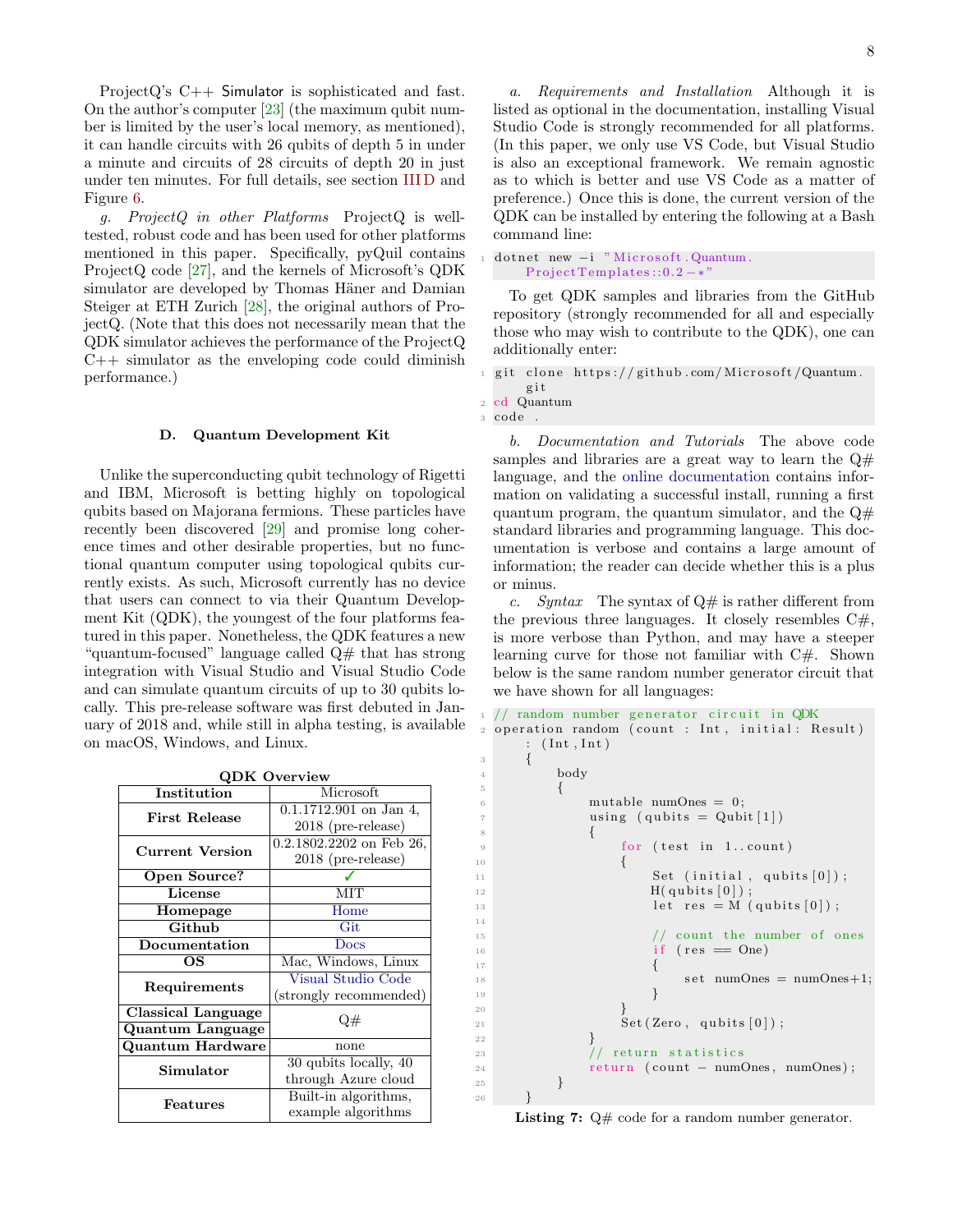ProjectQ's C++ Simulator is sophisticated and fast. On the author's computer [23] (the maximum qubit number is limited by the user's local memory, as mentioned), it can handle circuits with 26 qubits of depth 5 in under a minute and circuits of 28 circuits of depth 20 in just under ten minutes. For full details, see section III D and Figure 6.

*g. ProjectQ in other Platforms* ProjectQ is well-tested, robust code and has been used for other platforms mentioned in this paper. Specifically, pyQuil contains ProjectQ code [27], and the kernels of Microsoft's QDK simulator are developed by Thomas Häner and Damian Steiger at ETH Zurich [28], the original authors of ProjectQ. (Note that this does not necessarily mean that the QDK simulator achieves the performance of the ProjectQ C++ simulator as the enveloping code could diminish performance.)

### D. Quantum Development Kit

Unlike the superconducting qubit technology of Rigetti and IBM, Microsoft is betting highly on topological qubits based on Majorana fermions. These particles have recently been discovered [29] and promise long coherence times and other desirable properties, but no functional quantum computer using topological qubits currently exists. As such, Microsoft currently has no device that users can connect to via their Quantum Development Kit (QDK), the youngest of the four platforms featured in this paper. Nonetheless, the QDK features a new "quantum-focused" language called Q# that has strong integration with Visual Studio and Visual Studio Code and can simulate quantum circuits of up to 30 qubits locally. This pre-release software was first debuted in January of 2018 and, while still in alpha testing, is available on macOS, Windows, and Linux.

**QDK Overview**

| | |
|---|---|
| **Institution** | Microsoft |
| **First Release** | 0.1.1712.901 on Jan 4, 2018 (pre-release) |
| **Current Version** | 0.2.1802.2202 on Feb 26, 2018 (pre-release) |
| **Open Source?** | ✓ |
| **License** | MIT |
| **Homepage** | Home |
| **Github** | Git |
| **Documentation** | Docs |
| **OS** | Mac, Windows, Linux |
| **Requirements** | Visual Studio Code (strongly recommended) |
| **Classical Language** | Q# |
| **Quantum Language** | Q# |
| **Quantum Hardware** | none |
| **Simulator** | 30 qubits locally, 40 through Azure cloud |
| **Features** | Built-in algorithms, example algorithms |

*a. Requirements and Installation* Although it is listed as optional in the documentation, installing Visual Studio Code is strongly recommended for all platforms. (In this paper, we only use VS Code, but Visual Studio is also an exceptional framework. We remain agnostic as to which is better and use VS Code as a matter of preference.) Once this is done, the current version of the QDK can be installed by entering the following at a Bash command line:

```
dotnet new -i "Microsoft.Quantum.ProjectTemplates::0.2-*"
```

To get QDK samples and libraries from the GitHub repository (strongly recommended for all and especially those who may wish to contribute to the QDK), one can additionally enter:

```
git clone https://github.com/Microsoft/Quantum.git
cd Quantum
code .
```

*b. Documentation and Tutorials* The above code samples and libraries are a great way to learn the Q# language, and the online documentation contains information on validating a successful install, running a first quantum program, the quantum simulator, and the Q# standard libraries and programming language. This documentation is verbose and contains a large amount of information; the reader can decide whether this is a plus or minus.

*c. Syntax* The syntax of Q# is rather different from the previous three languages. It closely resembles C#, is more verbose than Python, and may have a steeper learning curve for those not familiar with C#. Shown below is the same random number generator circuit that we have shown for all languages:

```
// random number generator circuit in QDK
operation random (count : Int, initial: Result)
    : (Int,Int)
    {
        body
        {
            mutable numOnes = 0;
            using (qubits = Qubit[1])
            {
                for (test in 1..count)
                {
                    Set (initial, qubits[0]);
                    H(qubits[0]);
                    let res = M (qubits[0]);

                    // count the number of ones
                    if (res == One)
                    {
                        set numOnes = numOnes+1;
                    }
                }
                Set(Zero, qubits[0]);
            }
            // return statistics
            return (count - numOnes, numOnes);
        }
    }
```

**Listing 7:** Q# code for a random number generator.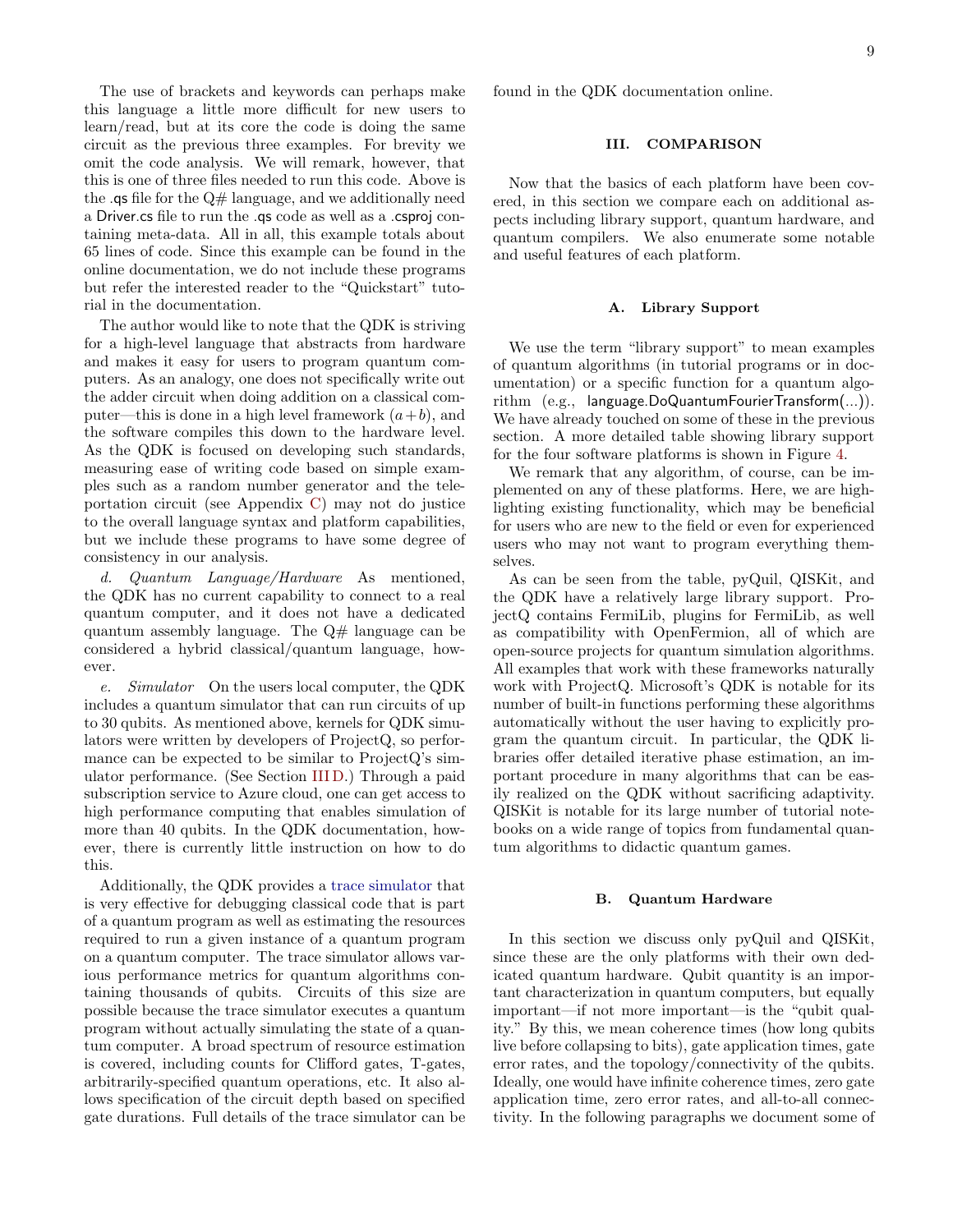The use of brackets and keywords can perhaps make this language a little more difficult for new users to learn/read, but at its core the code is doing the same circuit as the previous three examples. For brevity we omit the code analysis. We will remark, however, that this is one of three files needed to run this code. Above is the .qs file for the Q# language, and we additionally need a Driver.cs file to run the .qs code as well as a .csproj containing meta-data. All in all, this example totals about 65 lines of code. Since this example can be found in the online documentation, we do not include these programs but refer the interested reader to the "Quickstart" tutorial in the documentation.

The author would like to note that the QDK is striving for a high-level language that abstracts from hardware and makes it easy for users to program quantum computers. As an analogy, one does not specifically write out the adder circuit when doing addition on a classical computer—this is done in a high level framework $(a+b)$, and the software compiles this down to the hardware level. As the QDK is focused on developing such standards, measuring ease of writing code based on simple examples such as a random number generator and the teleportation circuit (see Appendix C) may not do justice to the overall language syntax and platform capabilities, but we include these programs to have some degree of consistency in our analysis.

*d. Quantum Language/Hardware* As mentioned, the QDK has no current capability to connect to a real quantum computer, and it does not have a dedicated quantum assembly language. The Q# language can be considered a hybrid classical/quantum language, however.

*e. Simulator* On the users local computer, the QDK includes a quantum simulator that can run circuits of up to 30 qubits. As mentioned above, kernels for QDK simulators were written by developers of ProjectQ, so performance can be expected to be similar to ProjectQ's simulator performance. (See Section III D.) Through a paid subscription service to Azure cloud, one can get access to high performance computing that enables simulation of more than 40 qubits. In the QDK documentation, however, there is currently little instruction on how to do this.

Additionally, the QDK provides a trace simulator that is very effective for debugging classical code that is part of a quantum program as well as estimating the resources required to run a given instance of a quantum program on a quantum computer. The trace simulator allows various performance metrics for quantum algorithms containing thousands of qubits. Circuits of this size are possible because the trace simulator executes a quantum program without actually simulating the state of a quantum computer. A broad spectrum of resource estimation is covered, including counts for Clifford gates, T-gates, arbitrarily-specified quantum operations, etc. It also allows specification of the circuit depth based on specified gate durations. Full details of the trace simulator can be found in the QDK documentation online.

## III. COMPARISON

Now that the basics of each platform have been covered, in this section we compare each on additional aspects including library support, quantum hardware, and quantum compilers. We also enumerate some notable and useful features of each platform.

### A. Library Support

We use the term "library support" to mean examples of quantum algorithms (in tutorial programs or in documentation) or a specific function for a quantum algorithm (e.g., language.DoQuantumFourierTransform(...)). We have already touched on some of these in the previous section. A more detailed table showing library support for the four software platforms is shown in Figure 4.

We remark that any algorithm, of course, can be implemented on any of these platforms. Here, we are highlighting existing functionality, which may be beneficial for users who are new to the field or even for experienced users who may not want to program everything themselves.

As can be seen from the table, pyQuil, QISKit, and the QDK have a relatively large library support. ProjectQ contains FermiLib, plugins for FermiLib, as well as compatibility with OpenFermion, all of which are open-source projects for quantum simulation algorithms. All examples that work with these frameworks naturally work with ProjectQ. Microsoft's QDK is notable for its number of built-in functions performing these algorithms automatically without the user having to explicitly program the quantum circuit. In particular, the QDK libraries offer detailed iterative phase estimation, an important procedure in many algorithms that can be easily realized on the QDK without sacrificing adaptivity. QISKit is notable for its large number of tutorial notebooks on a wide range of topics from fundamental quantum algorithms to didactic quantum games.

### B. Quantum Hardware

In this section we discuss only pyQuil and QISKit, since these are the only platforms with their own dedicated quantum hardware. Qubit quantity is an important characterization in quantum computers, but equally important—if not more important—is the "qubit quality." By this, we mean coherence times (how long qubits live before collapsing to bits), gate application times, gate error rates, and the topology/connectivity of the qubits. Ideally, one would have infinite coherence times, zero gate application time, zero error rates, and all-to-all connectivity. In the following paragraphs we document some of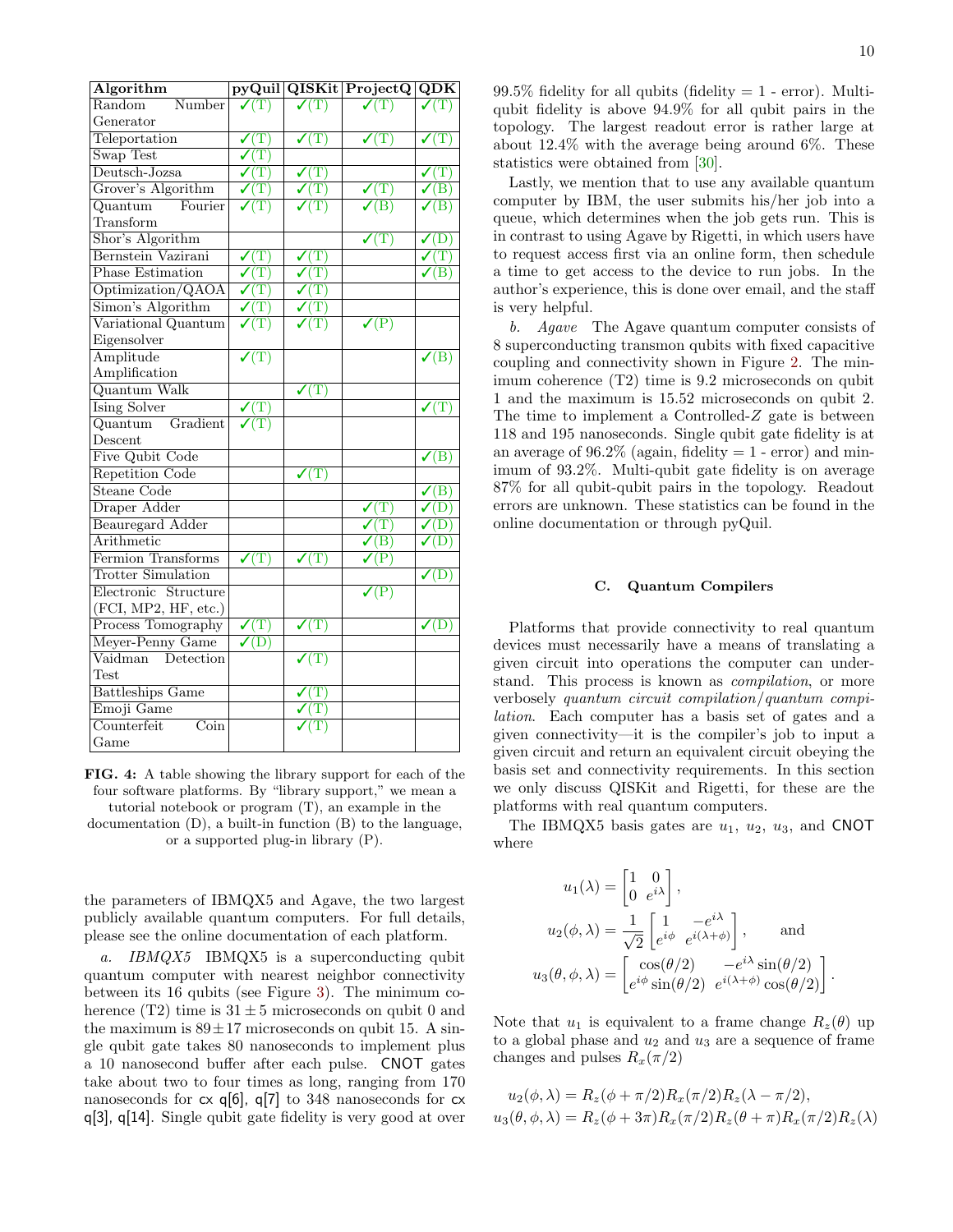| Algorithm | pyQuil | QISKit | ProjectQ | QDK |
| --- | --- | --- | --- | --- |
| Random Number Generator | ✓(T) | ✓(T) | ✓(T) | ✓(T) |
| Teleportation | ✓(T) | ✓(T) | ✓(T) | ✓(T) |
| Swap Test | ✓(T) | | | |
| Deutsch-Jozsa | ✓(T) | ✓(T) | | ✓(T) |
| Grover's Algorithm | ✓(T) | ✓(T) | ✓(T) | ✓(B) |
| Quantum Fourier Transform | ✓(T) | ✓(T) | ✓(B) | ✓(B) |
| Shor's Algorithm | | | ✓(T) | ✓(D) |
| Bernstein Vazirani | ✓(T) | ✓(T) | | ✓(T) |
| Phase Estimation | ✓(T) | ✓(T) | | ✓(B) |
| Optimization/QAOA | ✓(T) | ✓(T) | | |
| Simon's Algorithm | ✓(T) | ✓(T) | | |
| Variational Quantum Eigensolver | ✓(T) | ✓(T) | ✓(P) | |
| Amplitude Amplification | ✓(T) | | | ✓(B) |
| Quantum Walk | | ✓(T) | | |
| Ising Solver | ✓(T) | | | ✓(T) |
| Quantum Gradient Descent | ✓(T) | | | |
| Five Qubit Code | | | | ✓(B) |
| Repetition Code | | ✓(T) | | |
| Steane Code | | | | ✓(B) |
| Draper Adder | | | ✓(T) | ✓(D) |
| Beauregard Adder | | | ✓(T) | ✓(D) |
| Arithmetic | | | ✓(B) | ✓(D) |
| Fermion Transforms | ✓(T) | ✓(T) | ✓(P) | |
| Trotter Simulation | | | | ✓(D) |
| Electronic Structure (FCI, MP2, HF, etc.) | | | ✓(P) | |
| Process Tomography | ✓(T) | ✓(T) | | ✓(D) |
| Meyer-Penny Game | ✓(D) | | | |
| Vaidman Detection Test | | ✓(T) | | |
| Battleships Game | | ✓(T) | | |
| Emoji Game | | ✓(T) | | |
| Counterfeit Coin Game | | ✓(T) | | |

**FIG. 4:** A table showing the library support for each of the four software platforms. By "library support," we mean a tutorial notebook or program (T), an example in the documentation (D), a built-in function (B) to the language, or a supported plug-in library (P).

the parameters of IBMQX5 and Agave, the two largest publicly available quantum computers. For full details, please see the online documentation of each platform.

*a. IBMQX5* IBMQX5 is a superconducting qubit quantum computer with nearest neighbor connectivity between its 16 qubits (see Figure 3). The minimum coherence (T2) time is $31 \pm 5$ microseconds on qubit 0 and the maximum is $89 \pm 17$ microseconds on qubit 15. A single qubit gate takes 80 nanoseconds to implement plus a 10 nanosecond buffer after each pulse. CNOT gates take about two to four times as long, ranging from 170 nanoseconds for `cx q[6], q[7]` to 348 nanoseconds for `cx q[3], q[14]`. Single qubit gate fidelity is very good at over 99.5% fidelity for all qubits (fidelity = 1 - error). Multi-qubit fidelity is above 94.9% for all qubit pairs in the topology. The largest readout error is rather large at about 12.4% with the average being around 6%. These statistics were obtained from [30].

Lastly, we mention that to use any available quantum computer by IBM, the user submits his/her job into a queue, which determines when the job gets run. This is in contrast to using Agave by Rigetti, in which users have to request access first via an online form, then schedule a time to get access to the device to run jobs. In the author's experience, this is done over email, and the staff is very helpful.

*b. Agave* The Agave quantum computer consists of 8 superconducting transmon qubits with fixed capacitive coupling and connectivity shown in Figure 2. The minimum coherence (T2) time is 9.2 microseconds on qubit 1 and the maximum is 15.52 microseconds on qubit 2. The time to implement a Controlled-$Z$ gate is between 118 and 195 nanoseconds. Single qubit gate fidelity is at an average of 96.2% (again, fidelity = 1 - error) and minimum of 93.2%. Multi-qubit gate fidelity is on average 87% for all qubit-qubit pairs in the topology. Readout errors are unknown. These statistics can be found in the online documentation or through pyQuil.

### C. Quantum Compilers

Platforms that provide connectivity to real quantum devices must necessarily have a means of translating a given circuit into operations the computer can understand. This process is known as *compilation*, or more verbosely *quantum circuit compilation/quantum compilation*. Each computer has a basis set of gates and a given connectivity—it is the compiler's job to input a given circuit and return an equivalent circuit obeying the basis set and connectivity requirements. In this section we only discuss QISKit and Rigetti, for these are the platforms with real quantum computers.

The IBMQX5 basis gates are $u_1$, $u_2$, $u_3$, and CNOT where

$$u_1(\lambda) = \begin{bmatrix} 1 & 0 \\ 0 & e^{i\lambda} \end{bmatrix},$$

$$u_2(\phi, \lambda) = \frac{1}{\sqrt{2}} \begin{bmatrix} 1 & -e^{i\lambda} \\ e^{i\phi} & e^{i(\lambda+\phi)} \end{bmatrix}, \qquad \text{and}$$

$$u_3(\theta, \phi, \lambda) = \begin{bmatrix} \cos(\theta/2) & -e^{i\lambda}\sin(\theta/2) \\ e^{i\phi}\sin(\theta/2) & e^{i(\lambda+\phi)}\cos(\theta/2) \end{bmatrix}.$$

Note that $u_1$ is equivalent to a frame change $R_z(\theta)$ up to a global phase and $u_2$ and $u_3$ are a sequence of frame changes and pulses $R_x(\pi/2)$

$$u_2(\phi, \lambda) = R_z(\phi + \pi/2)R_x(\pi/2)R_z(\lambda - \pi/2),$$
$$u_3(\theta, \phi, \lambda) = R_z(\phi + 3\pi)R_x(\pi/2)R_z(\theta + \pi)R_x(\pi/2)R_z(\lambda)$$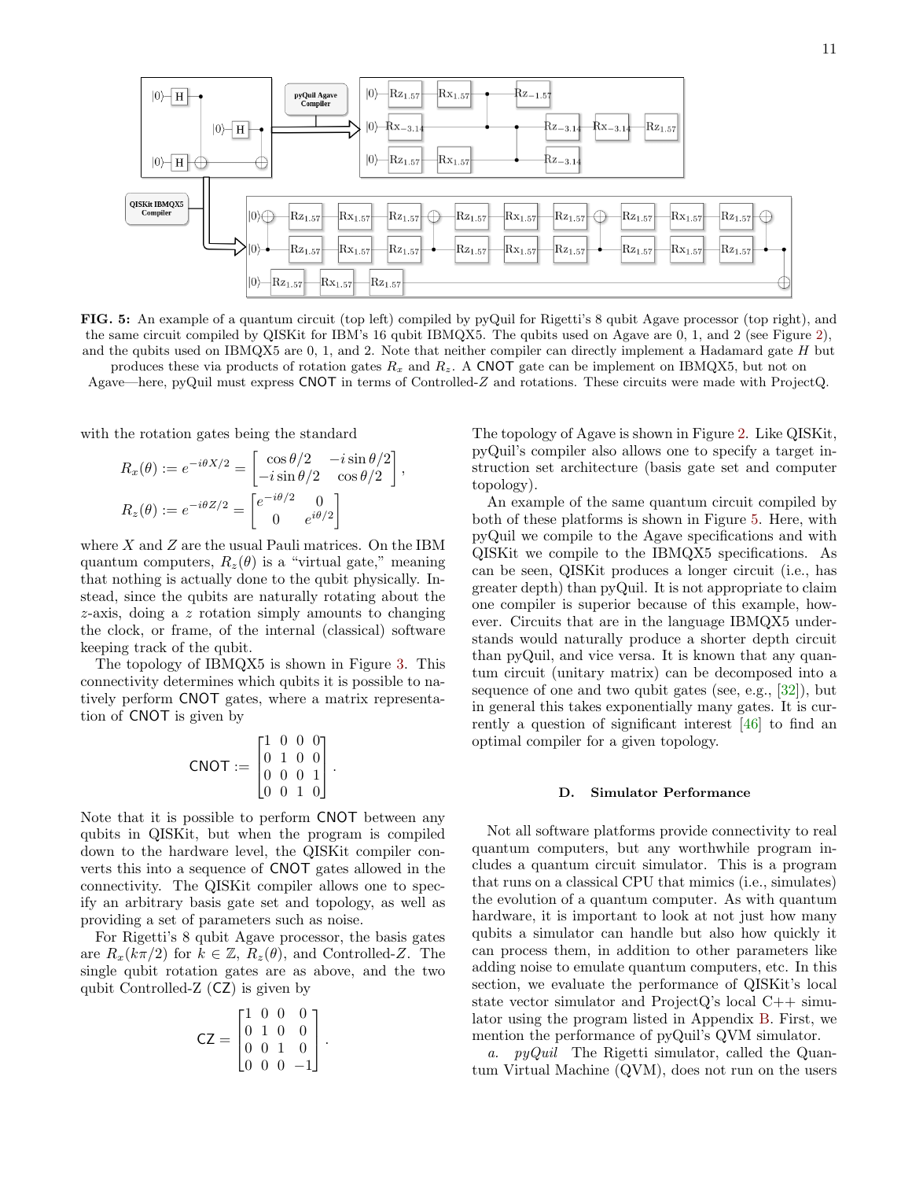**FIG. 5:** An example of a quantum circuit (top left) compiled by pyQuil for Rigetti's 8 qubit Agave processor (top right), and the same circuit compiled by QISKit for IBM's 16 qubit IBMQX5. The qubits used on Agave are 0, 1, and 2 (see Figure 2), and the qubits used on IBMQX5 are 0, 1, and 2. Note that neither compiler can directly implement a Hadamard gate $H$ but produces these via products of rotation gates $R_x$ and $R_z$. A CNOT gate can be implement on IBMQX5, but not on Agave—here, pyQuil must express CNOT in terms of Controlled-$Z$ and rotations. These circuits were made with ProjectQ.

with the rotation gates being the standard

$$R_x(\theta) := e^{-i\theta X/2} = \begin{bmatrix} \cos\theta/2 & -i\sin\theta/2 \\ -i\sin\theta/2 & \cos\theta/2 \end{bmatrix},$$

$$R_z(\theta) := e^{-i\theta Z/2} = \begin{bmatrix} e^{-i\theta/2} & 0 \\ 0 & e^{i\theta/2} \end{bmatrix}$$

where $X$ and $Z$ are the usual Pauli matrices. On the IBM quantum computers, $R_z(\theta)$ is a "virtual gate," meaning that nothing is actually done to the qubit physically. Instead, since the qubits are naturally rotating about the $z$-axis, doing a $z$ rotation simply amounts to changing the clock, or frame, of the internal (classical) software keeping track of the qubit.

The topology of IBMQX5 is shown in Figure 3. This connectivity determines which qubits it is possible to natively perform CNOT gates, where a matrix representation of CNOT is given by

$$\mathsf{CNOT} := \begin{bmatrix} 1 & 0 & 0 & 0 \\ 0 & 1 & 0 & 0 \\ 0 & 0 & 0 & 1 \\ 0 & 0 & 1 & 0 \end{bmatrix}.$$

Note that it is possible to perform CNOT between any qubits in QISKit, but when the program is compiled down to the hardware level, the QISKit compiler converts this into a sequence of CNOT gates allowed in the connectivity. The QISKit compiler allows one to specify an arbitrary basis gate set and topology, as well as providing a set of parameters such as noise.

For Rigetti's 8 qubit Agave processor, the basis gates are $R_x(k\pi/2)$ for $k \in \mathbb{Z}$, $R_z(\theta)$, and Controlled-$Z$. The single qubit rotation gates are as above, and the two qubit Controlled-Z (CZ) is given by

$$\mathsf{CZ} = \begin{bmatrix} 1 & 0 & 0 & 0 \\ 0 & 1 & 0 & 0 \\ 0 & 0 & 1 & 0 \\ 0 & 0 & 0 & -1 \end{bmatrix}.$$

The topology of Agave is shown in Figure 2. Like QISKit, pyQuil's compiler also allows one to specify a target instruction set architecture (basis gate set and computer topology).

An example of the same quantum circuit compiled by both of these platforms is shown in Figure 5. Here, with pyQuil we compile to the Agave specifications and with QISKit we compile to the IBMQX5 specifications. As can be seen, QISKit produces a longer circuit (i.e., has greater depth) than pyQuil. It is not appropriate to claim one compiler is superior because of this example, however. Circuits that are in the language IBMQX5 understands would naturally produce a shorter depth circuit than pyQuil, and vice versa. It is known that any quantum circuit (unitary matrix) can be decomposed into a sequence of one and two qubit gates (see, e.g., [32]), but in general this takes exponentially many gates. It is currently a question of significant interest [46] to find an optimal compiler for a given topology.

### D. Simulator Performance

Not all software platforms provide connectivity to real quantum computers, but any worthwhile program includes a quantum circuit simulator. This is a program that runs on a classical CPU that mimics (i.e., simulates) the evolution of a quantum computer. As with quantum hardware, it is important to look at not just how many qubits a simulator can handle but also how quickly it can process them, in addition to other parameters like adding noise to emulate quantum computers, etc. In this section, we evaluate the performance of QISKit's local state vector simulator and ProjectQ's local C++ simulator using the program listed in Appendix B. First, we mention the performance of pyQuil's QVM simulator.

*a. pyQuil* The Rigetti simulator, called the Quantum Virtual Machine (QVM), does not run on the users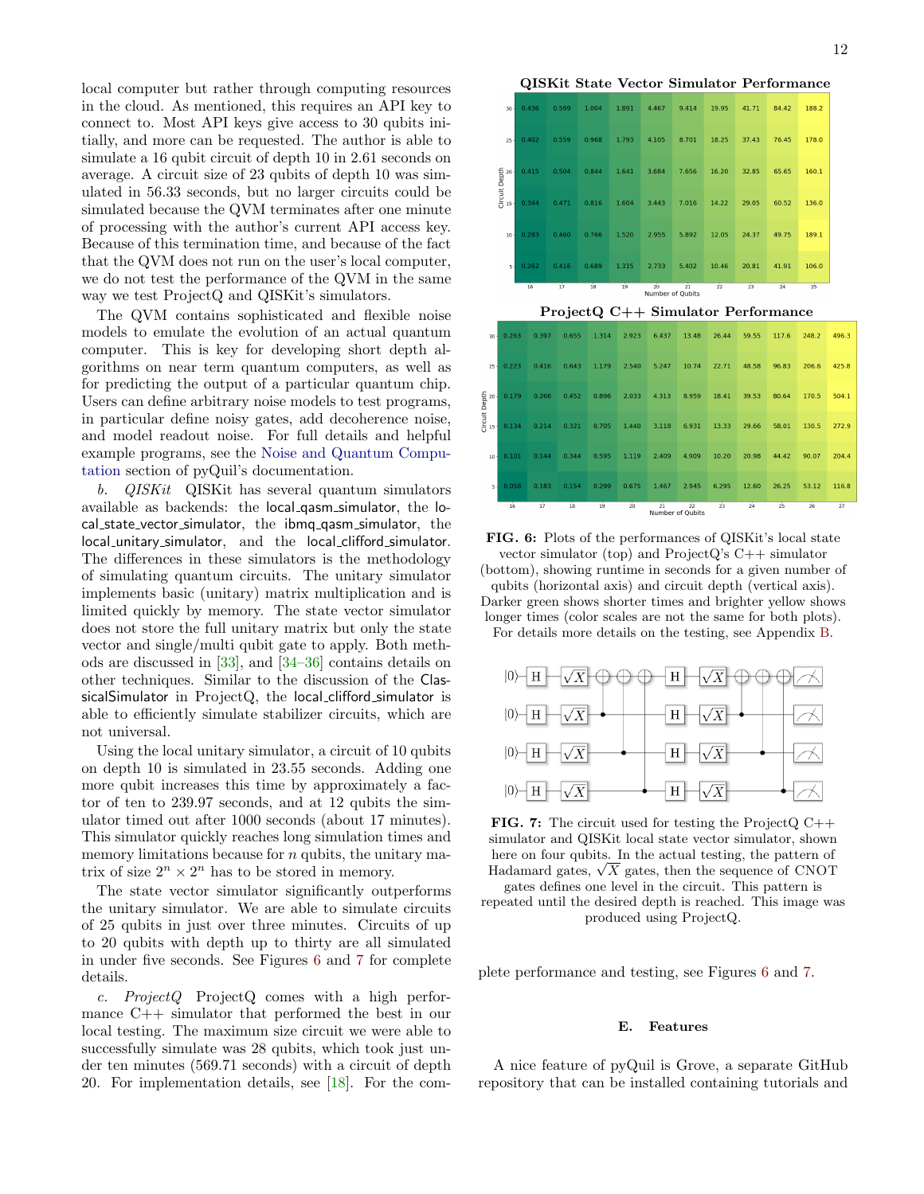local computer but rather through computing resources in the cloud. As mentioned, this requires an API key to connect to. Most API keys give access to 30 qubits initially, and more can be requested. The author is able to simulate a 16 qubit circuit of depth 10 in 2.61 seconds on average. A circuit size of 23 qubits of depth 10 was simulated in 56.33 seconds, but no larger circuits could be simulated because the QVM terminates after one minute of processing with the author's current API access key. Because of this termination time, and because of the fact that the QVM does not run on the user's local computer, we do not test the performance of the QVM in the same way we test ProjectQ and QISKit's simulators.

The QVM contains sophisticated and flexible noise models to emulate the evolution of an actual quantum computer. This is key for developing short depth algorithms on near term quantum computers, as well as for predicting the output of a particular quantum chip. Users can define arbitrary noise models to test programs, in particular define noisy gates, add decoherence noise, and model readout noise. For full details and helpful example programs, see the Noise and Quantum Computation section of pyQuil's documentation.

*b. QISKit* QISKit has several quantum simulators available as backends: the local_qasm_simulator, the local_state_vector_simulator, the ibmq_qasm_simulator, the local_unitary_simulator, and the local_clifford_simulator. The differences in these simulators is the methodology of simulating quantum circuits. The unitary simulator implements basic (unitary) matrix multiplication and is limited quickly by memory. The state vector simulator does not store the full unitary matrix but only the state vector and single/multi qubit gate to apply. Both methods are discussed in [33], and [34–36] contains details on other techniques. Similar to the discussion of the ClassicalSimulator in ProjectQ, the local_clifford_simulator is able to efficiently simulate stabilizer circuits, which are not universal.

Using the local unitary simulator, a circuit of 10 qubits on depth 10 is simulated in 23.55 seconds. Adding one more qubit increases this time by approximately a factor of ten to 239.97 seconds, and at 12 qubits the simulator timed out after 1000 seconds (about 17 minutes). This simulator quickly reaches long simulation times and memory limitations because for $n$ qubits, the unitary matrix of size $2^n \times 2^n$ has to be stored in memory.

The state vector simulator significantly outperforms the unitary simulator. We are able to simulate circuits of 25 qubits in just over three minutes. Circuits of up to 20 qubits with depth up to thirty are all simulated in under five seconds. See Figures 6 and 7 for complete details.

*c. ProjectQ* ProjectQ comes with a high performance C++ simulator that performed the best in our local testing. The maximum size circuit we were able to successfully simulate was 28 qubits, which took just under ten minutes (569.71 seconds) with a circuit of depth 20. For implementation details, see [18]. For the complete performance and testing, see Figures 6 and 7.

**QISKit State Vector Simulator Performance**

| Circuit Depth \ Number of Qubits | 16 | 17 | 18 | 19 | 20 | 21 | 22 | 23 | 24 | 25 |
|---|---|---|---|---|---|---|---|---|---|---|
| 30 | 0.436 | 0.599 | 1.004 | 1.891 | 4.467 | 9.414 | 19.95 | 41.71 | 84.42 | 188.2 |
| 25 | 0.402 | 0.559 | 0.968 | 1.793 | 4.105 | 8.701 | 18.25 | 37.43 | 76.45 | 178.0 |
| 20 | 0.415 | 0.504 | 0.844 | 1.641 | 3.684 | 7.656 | 16.20 | 32.85 | 65.65 | 160.1 |
| 15 | 0.344 | 0.471 | 0.816 | 1.604 | 3.443 | 7.016 | 14.22 | 29.05 | 60.52 | 136.0 |
| 10 | 0.283 | 0.460 | 0.766 | 1.520 | 2.955 | 5.892 | 12.05 | 24.37 | 49.75 | 189.1 |
| 5 | 0.262 | 0.416 | 0.689 | 1.315 | 2.733 | 5.402 | 10.46 | 20.81 | 41.91 | 106.0 |

**ProjectQ C++ Simulator Performance**

| Circuit Depth \ Number of Qubits | 16 | 17 | 18 | 19 | 20 | 21 | 22 | 23 | 24 | 25 | 26 | 27 |
|---|---|---|---|---|---|---|---|---|---|---|---|---|
| 30 | 0.263 | 0.397 | 0.655 | 1.314 | 2.923 | 6.437 | 13.48 | 26.44 | 59.55 | 117.6 | 248.2 | 496.3 |
| 25 | 0.223 | 0.416 | 0.643 | 1.179 | 2.540 | 5.247 | 10.74 | 22.71 | 48.58 | 96.83 | 206.6 | 425.8 |
| 20 | 0.179 | 0.266 | 0.452 | 0.896 | 2.033 | 4.313 | 8.959 | 18.41 | 39.53 | 80.64 | 170.5 | 504.1 |
| 15 | 0.134 | 0.214 | 0.321 | 0.705 | 1.440 | 3.118 | 6.931 | 13.33 | 29.66 | 58.01 | 130.5 | 272.9 |
| 10 | 0.101 | 0.144 | 0.344 | 0.595 | 1.119 | 2.409 | 4.909 | 10.20 | 20.98 | 44.42 | 90.07 | 204.4 |
| 5 | 0.058 | 0.183 | 0.154 | 0.299 | 0.675 | 1.467 | 2.945 | 6.295 | 12.60 | 26.25 | 53.12 | 116.8 |

**FIG. 6:** Plots of the performances of QISKit's local state vector simulator (top) and ProjectQ's C++ simulator (bottom), showing runtime in seconds for a given number of qubits (horizontal axis) and circuit depth (vertical axis). Darker green shows shorter times and brighter yellow shows longer times (color scales are not the same for both plots). For details more details on the testing, see Appendix B.

**FIG. 7:** The circuit used for testing the ProjectQ C++ simulator and QISKit local state vector simulator, shown here on four qubits. In the actual testing, the pattern of Hadamard gates, $\sqrt{X}$ gates, then the sequence of CNOT gates defines one level in the circuit. This pattern is repeated until the desired depth is reached. This image was produced using ProjectQ.

### E. Features

A nice feature of pyQuil is Grove, a separate GitHub repository that can be installed containing tutorials and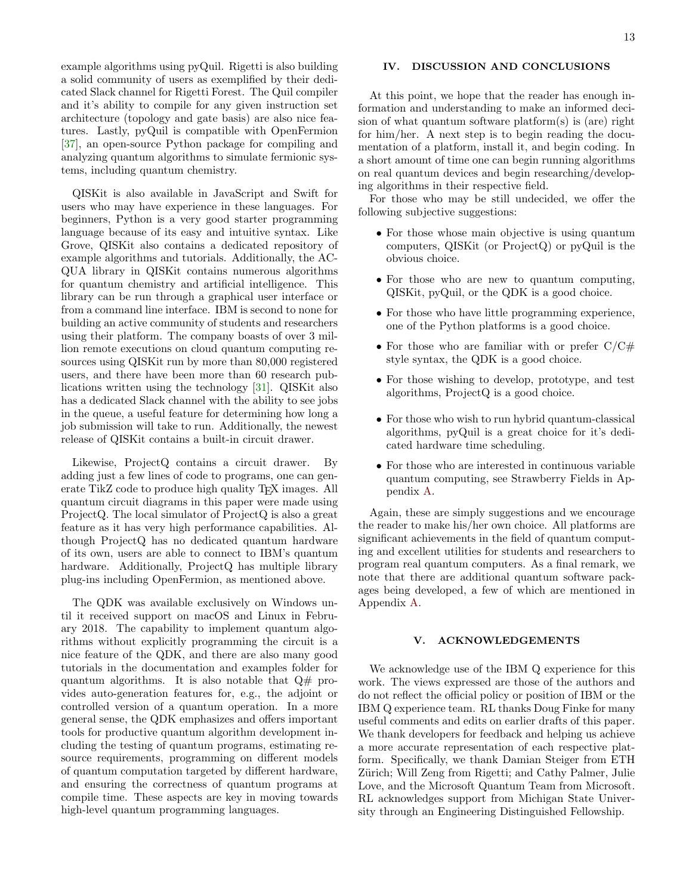example algorithms using pyQuil. Rigetti is also building a solid community of users as exemplified by their dedicated Slack channel for Rigetti Forest. The Quil compiler and it's ability to compile for any given instruction set architecture (topology and gate basis) are also nice features. Lastly, pyQuil is compatible with OpenFermion [37], an open-source Python package for compiling and analyzing quantum algorithms to simulate fermionic systems, including quantum chemistry.

QISKit is also available in JavaScript and Swift for users who may have experience in these languages. For beginners, Python is a very good starter programming language because of its easy and intuitive syntax. Like Grove, QISKit also contains a dedicated repository of example algorithms and tutorials. Additionally, the ACQUA library in QISKit contains numerous algorithms for quantum chemistry and artificial intelligence. This library can be run through a graphical user interface or from a command line interface. IBM is second to none for building an active community of students and researchers using their platform. The company boasts of over 3 million remote executions on cloud quantum computing resources using QISKit run by more than 80,000 registered users, and there have been more than 60 research publications written using the technology [31]. QISKit also has a dedicated Slack channel with the ability to see jobs in the queue, a useful feature for determining how long a job submission will take to run. Additionally, the newest release of QISKit contains a built-in circuit drawer.

Likewise, ProjectQ contains a circuit drawer. By adding just a few lines of code to programs, one can generate TikZ code to produce high quality TEX images. All quantum circuit diagrams in this paper were made using ProjectQ. The local simulator of ProjectQ is also a great feature as it has very high performance capabilities. Although ProjectQ has no dedicated quantum hardware of its own, users are able to connect to IBM's quantum hardware. Additionally, ProjectQ has multiple library plug-ins including OpenFermion, as mentioned above.

The QDK was available exclusively on Windows until it received support on macOS and Linux in February 2018. The capability to implement quantum algorithms without explicitly programming the circuit is a nice feature of the QDK, and there are also many good tutorials in the documentation and examples folder for quantum algorithms. It is also notable that Q# provides auto-generation features for, e.g., the adjoint or controlled version of a quantum operation. In a more general sense, the QDK emphasizes and offers important tools for productive quantum algorithm development including the testing of quantum programs, estimating resource requirements, programming on different models of quantum computation targeted by different hardware, and ensuring the correctness of quantum programs at compile time. These aspects are key in moving towards high-level quantum programming languages.

## IV. DISCUSSION AND CONCLUSIONS

At this point, we hope that the reader has enough information and understanding to make an informed decision of what quantum software platform(s) is (are) right for him/her. A next step is to begin reading the documentation of a platform, install it, and begin coding. In a short amount of time one can begin running algorithms on real quantum devices and begin researching/developing algorithms in their respective field.

For those who may be still undecided, we offer the following subjective suggestions:

- For those whose main objective is using quantum computers, QISKit (or ProjectQ) or pyQuil is the obvious choice.
- For those who are new to quantum computing, QISKit, pyQuil, or the QDK is a good choice.
- For those who have little programming experience, one of the Python platforms is a good choice.
- For those who are familiar with or prefer C/C# style syntax, the QDK is a good choice.
- For those wishing to develop, prototype, and test algorithms, ProjectQ is a good choice.
- For those who wish to run hybrid quantum-classical algorithms, pyQuil is a great choice for it's dedicated hardware time scheduling.
- For those who are interested in continuous variable quantum computing, see Strawberry Fields in Appendix A.

Again, these are simply suggestions and we encourage the reader to make his/her own choice. All platforms are significant achievements in the field of quantum computing and excellent utilities for students and researchers to program real quantum computers. As a final remark, we note that there are additional quantum software packages being developed, a few of which are mentioned in Appendix A.

## V. ACKNOWLEDGEMENTS

We acknowledge use of the IBM Q experience for this work. The views expressed are those of the authors and do not reflect the official policy or position of IBM or the IBM Q experience team. RL thanks Doug Finke for many useful comments and edits on earlier drafts of this paper. We thank developers for feedback and helping us achieve a more accurate representation of each respective platform. Specifically, we thank Damian Steiger from ETH Zürich; Will Zeng from Rigetti; and Cathy Palmer, Julie Love, and the Microsoft Quantum Team from Microsoft. RL acknowledges support from Michigan State University through an Engineering Distinguished Fellowship.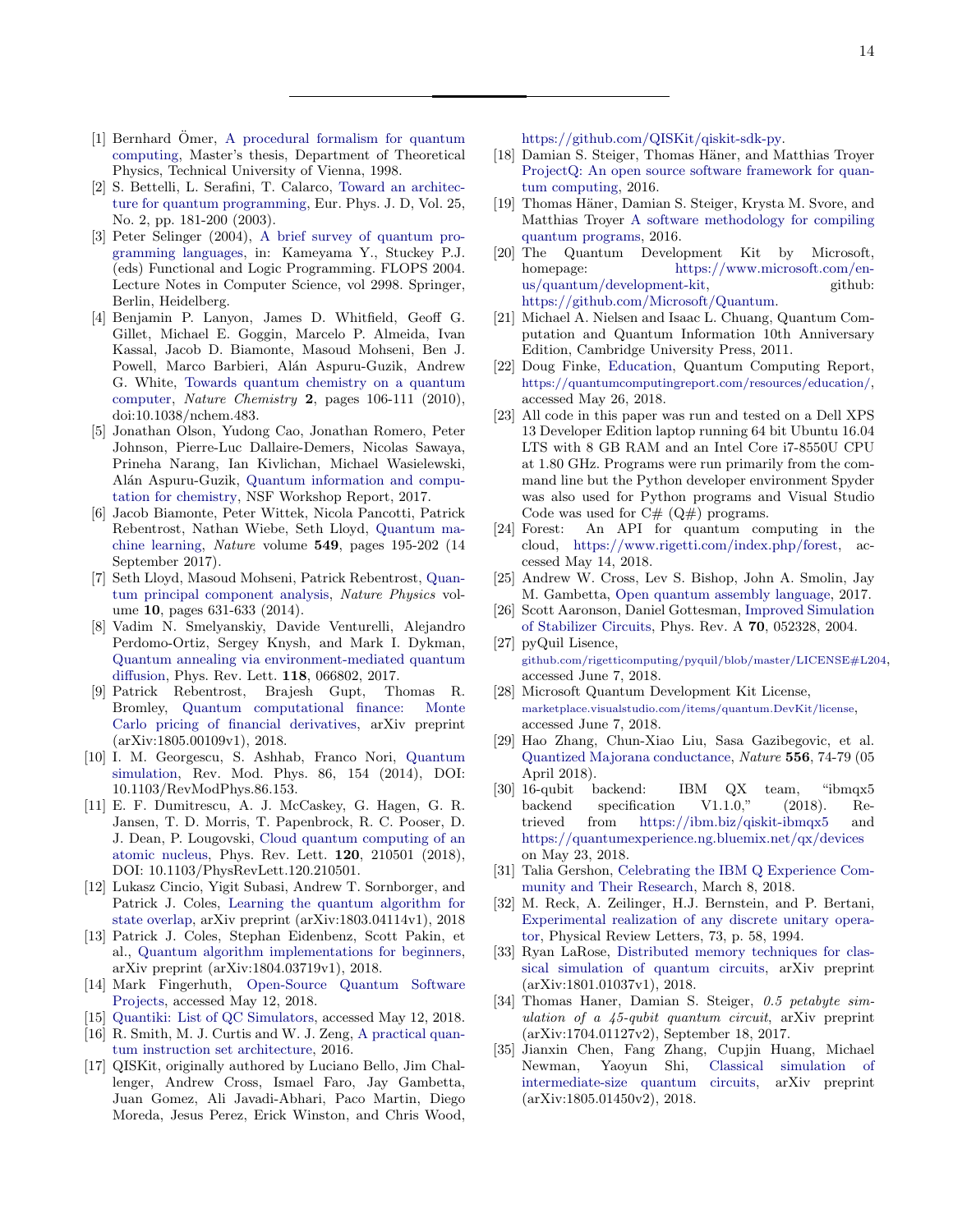[1] Bernhard Ömer, A procedural formalism for quantum computing, Master's thesis, Department of Theoretical Physics, Technical University of Vienna, 1998.

[2] S. Bettelli, L. Serafini, T. Calarco, Toward an architecture for quantum programming, Eur. Phys. J. D, Vol. 25, No. 2, pp. 181-200 (2003).

[3] Peter Selinger (2004), A brief survey of quantum programming languages, in: Kameyama Y., Stuckey P.J. (eds) Functional and Logic Programming. FLOPS 2004. Lecture Notes in Computer Science, vol 2998. Springer, Berlin, Heidelberg.

[4] Benjamin P. Lanyon, James D. Whitfield, Geoff G. Gillet, Michael E. Goggin, Marcelo P. Almeida, Ivan Kassal, Jacob D. Biamonte, Masoud Mohseni, Ben J. Powell, Marco Barbieri, Alán Aspuru-Guzik, Andrew G. White, Towards quantum chemistry on a quantum computer, *Nature Chemistry* **2**, pages 106-111 (2010), doi:10.1038/nchem.483.

[5] Jonathan Olson, Yudong Cao, Jonathan Romero, Peter Johnson, Pierre-Luc Dallaire-Demers, Nicolas Sawaya, Prineha Narang, Ian Kivlichan, Michael Wasielewski, Alán Aspuru-Guzik, Quantum information and computation for chemistry, NSF Workshop Report, 2017.

[6] Jacob Biamonte, Peter Wittek, Nicola Pancotti, Patrick Rebentrost, Nathan Wiebe, Seth Lloyd, Quantum machine learning, *Nature* volume **549**, pages 195-202 (14 September 2017).

[7] Seth Lloyd, Masoud Mohseni, Patrick Rebentrost, Quantum principal component analysis, *Nature Physics* volume **10**, pages 631-633 (2014).

[8] Vadim N. Smelyanskiy, Davide Venturelli, Alejandro Perdomo-Ortiz, Sergey Knysh, and Mark I. Dykman, Quantum annealing via environment-mediated quantum diffusion, Phys. Rev. Lett. **118**, 066802, 2017.

[9] Patrick Rebentrost, Brajesh Gupt, Thomas R. Bromley, Quantum computational finance: Monte Carlo pricing of financial derivatives, arXiv preprint (arXiv:1805.00109v1), 2018.

[10] I. M. Georgescu, S. Ashhab, Franco Nori, Quantum simulation, Rev. Mod. Phys. 86, 154 (2014), DOI: 10.1103/RevModPhys.86.153.

[11] E. F. Dumitrescu, A. J. McCaskey, G. Hagen, G. R. Jansen, T. D. Morris, T. Papenbrock, R. C. Pooser, D. J. Dean, P. Lougovski, Cloud quantum computing of an atomic nucleus, Phys. Rev. Lett. **120**, 210501 (2018), DOI: 10.1103/PhysRevLett.120.210501.

[12] Lukasz Cincio, Yigit Subasi, Andrew T. Sornborger, and Patrick J. Coles, Learning the quantum algorithm for state overlap, arXiv preprint (arXiv:1803.04114v1), 2018

[13] Patrick J. Coles, Stephan Eidenbenz, Scott Pakin, et al., Quantum algorithm implementations for beginners, arXiv preprint (arXiv:1804.03719v1), 2018.

[14] Mark Fingerhuth, Open-Source Quantum Software Projects, accessed May 12, 2018.

[15] Quantiki: List of QC Simulators, accessed May 12, 2018.

[16] R. Smith, M. J. Curtis and W. J. Zeng, A practical quantum instruction set architecture, 2016.

[17] QISKit, originally authored by Luciano Bello, Jim Challenger, Andrew Cross, Ismael Faro, Jay Gambetta, Juan Gomez, Ali Javadi-Abhari, Paco Martin, Diego Moreda, Jesus Perez, Erick Winston, and Chris Wood, https://github.com/QISKit/qiskit-sdk-py.

[18] Damian S. Steiger, Thomas Häner, and Matthias Troyer ProjectQ: An open source software framework for quantum computing, 2016.

[19] Thomas Häner, Damian S. Steiger, Krysta M. Svore, and Matthias Troyer A software methodology for compiling quantum programs, 2016.

[20] The Quantum Development Kit by Microsoft, homepage: https://www.microsoft.com/en-us/quantum/development-kit, github: https://github.com/Microsoft/Quantum.

[21] Michael A. Nielsen and Isaac L. Chuang, Quantum Computation and Quantum Information 10th Anniversary Edition, Cambridge University Press, 2011.

[22] Doug Finke, Education, Quantum Computing Report, https://quantumcomputingreport.com/resources/education/, accessed May 26, 2018.

[23] All code in this paper was run and tested on a Dell XPS 13 Developer Edition laptop running 64 bit Ubuntu 16.04 LTS with 8 GB RAM and an Intel Core i7-8550U CPU at 1.80 GHz. Programs were run primarily from the command line but the Python developer environment Spyder was also used for Python programs and Visual Studio Code was used for C# (Q#) programs.

[24] Forest: An API for quantum computing in the cloud, https://www.rigetti.com/index.php/forest, accessed May 14, 2018.

[25] Andrew W. Cross, Lev S. Bishop, John A. Smolin, Jay M. Gambetta, Open quantum assembly language, 2017.

[26] Scott Aaronson, Daniel Gottesman, Improved Simulation of Stabilizer Circuits, Phys. Rev. A **70**, 052328, 2004.

[27] pyQuil Lisence, github.com/rigetticomputing/pyquil/blob/master/LICENSE#L204, accessed June 7, 2018.

[28] Microsoft Quantum Development Kit License, marketplace.visualstudio.com/items/quantum.DevKit/license, accessed June 7, 2018.

[29] Hao Zhang, Chun-Xiao Liu, Sasa Gazibegovic, et al. Quantized Majorana conductance, *Nature* **556**, 74-79 (05 April 2018).

[30] 16-qubit backend: IBM QX team, "ibmqx5 backend specification V1.1.0," (2018). Retrieved from https://ibm.biz/qiskit-ibmqx5 and https://quantumexperience.ng.bluemix.net/qx/devices on May 23, 2018.

[31] Talia Gershon, Celebrating the IBM Q Experience Community and Their Research, March 8, 2018.

[32] M. Reck, A. Zeilinger, H.J. Bernstein, and P. Bertani, Experimental realization of any discrete unitary operator, Physical Review Letters, 73, p. 58, 1994.

[33] Ryan LaRose, Distributed memory techniques for classical simulation of quantum circuits, arXiv preprint (arXiv:1801.01037v1), 2018.

[34] Thomas Haner, Damian S. Steiger, *0.5 petabyte simulation of a 45-qubit quantum circuit*, arXiv preprint (arXiv:1704.01127v2), September 18, 2017.

[35] Jianxin Chen, Fang Zhang, Cupjin Huang, Michael Newman, Yaoyun Shi, Classical simulation of intermediate-size quantum circuits, arXiv preprint (arXiv:1805.01450v2), 2018.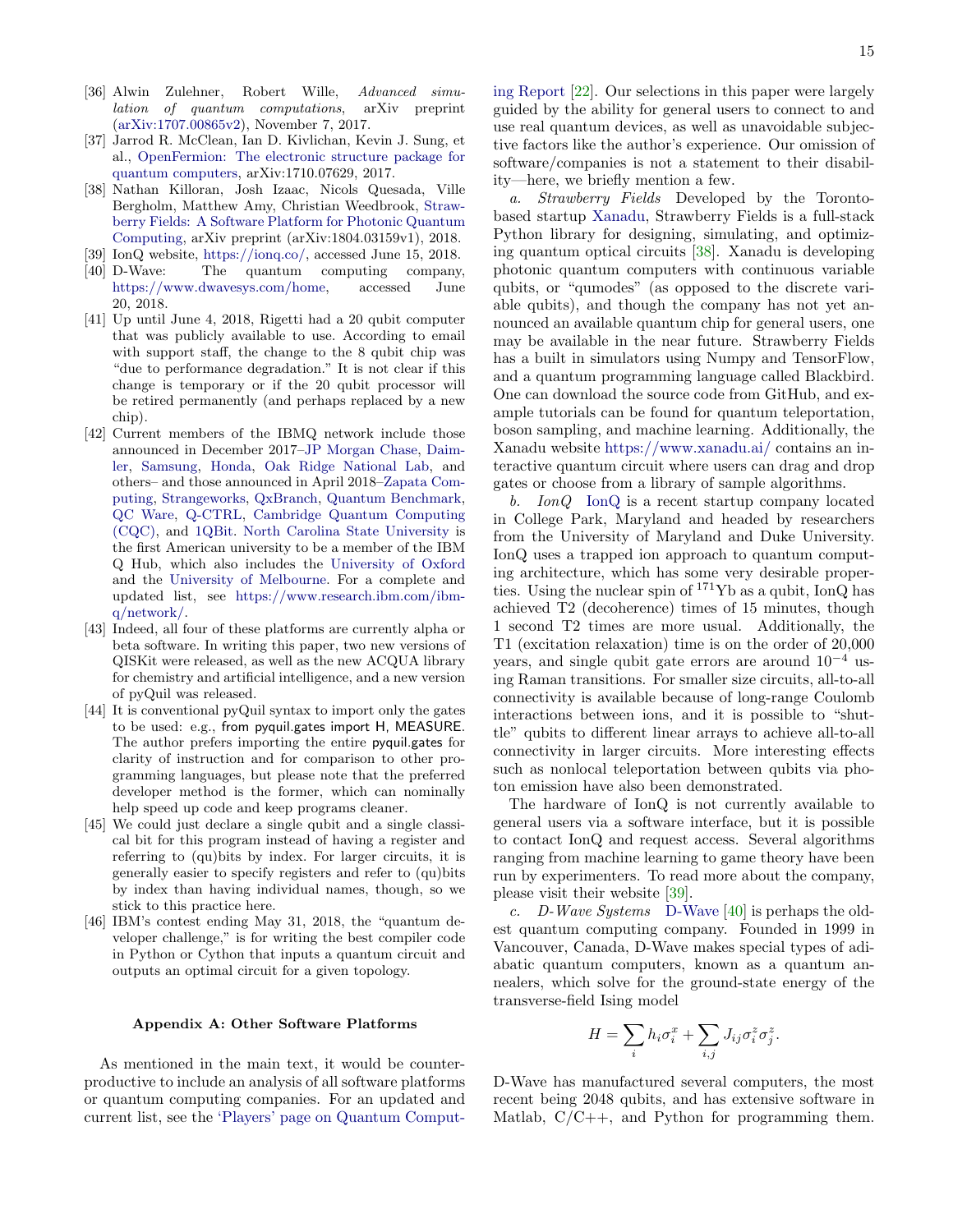[36] Alwin Zulehner, Robert Wille, *Advanced simulation of quantum computations*, arXiv preprint (arXiv:1707.00865v2), November 7, 2017.

[37] Jarrod R. McClean, Ian D. Kivlichan, Kevin J. Sung, et al., OpenFermion: The electronic structure package for quantum computers, arXiv:1710.07629, 2017.

[38] Nathan Killoran, Josh Izaac, Nicols Quesada, Ville Bergholm, Matthew Amy, Christian Weedbrook, Strawberry Fields: A Software Platform for Photonic Quantum Computing, arXiv preprint (arXiv:1804.03159v1), 2018.

[39] IonQ website, https://ionq.co/, accessed June 15, 2018.

[40] D-Wave: The quantum computing company, https://www.dwavesys.com/home, accessed June 20, 2018.

[41] Up until June 4, 2018, Rigetti had a 20 qubit computer that was publicly available to use. According to email with support staff, the change to the 8 qubit chip was "due to performance degradation." It is not clear if this change is temporary or if the 20 qubit processor will be retired permanently (and perhaps replaced by a new chip).

[42] Current members of the IBMQ network include those announced in December 2017–JP Morgan Chase, Daimler, Samsung, Honda, Oak Ridge National Lab, and others– and those announced in April 2018–Zapata Computing, Strangeworks, QxBranch, Quantum Benchmark, QC Ware, Q-CTRL, Cambridge Quantum Computing (CQC), and 1QBit. North Carolina State University is the first American university to be a member of the IBM Q Hub, which also includes the University of Oxford and the University of Melbourne. For a complete and updated list, see https://www.research.ibm.com/ibm-q/network/.

[43] Indeed, all four of these platforms are currently alpha or beta software. In writing this paper, two new versions of QISKit were released, as well as the new ACQUA library for chemistry and artificial intelligence, and a new version of pyQuil was released.

[44] It is conventional pyQuil syntax to import only the gates to be used: e.g., `from pyquil.gates import H, MEASURE`. The author prefers importing the entire `pyquil.gates` for clarity of instruction and for comparison to other programming languages, but please note that the preferred developer method is the former, which can nominally help speed up code and keep programs cleaner.

[45] We could just declare a single qubit and a single classical bit for this program instead of having a register and referring to (qu)bits by index. For larger circuits, it is generally easier to specify registers and refer to (qu)bits by index than having individual names, though, so we stick to this practice here.

[46] IBM's contest ending May 31, 2018, the "quantum developer challenge," is for writing the best compiler code in Python or Cython that inputs a quantum circuit and outputs an optimal circuit for a given topology.

## Appendix A: Other Software Platforms

As mentioned in the main text, it would be counterproductive to include an analysis of all software platforms or quantum computing companies. For an updated and current list, see the 'Players' page on Quantum Computing Report [22]. Our selections in this paper were largely guided by the ability for general users to connect to and use real quantum devices, as well as unavoidable subjective factors like the author's experience. Our omission of software/companies is not a statement to their disability—here, we briefly mention a few.

*a. Strawberry Fields* Developed by the Toronto-based startup Xanadu, Strawberry Fields is a full-stack Python library for designing, simulating, and optimizing quantum optical circuits [38]. Xanadu is developing photonic quantum computers with continuous variable qubits, or "qumodes" (as opposed to the discrete variable qubits), and though the company has not yet announced an available quantum chip for general users, one may be available in the near future. Strawberry Fields has a built in simulators using Numpy and TensorFlow, and a quantum programming language called Blackbird. One can download the source code from GitHub, and example tutorials can be found for quantum teleportation, boson sampling, and machine learning. Additionally, the Xanadu website https://www.xanadu.ai/ contains an interactive quantum circuit where users can drag and drop gates or choose from a library of sample algorithms.

*b. IonQ* IonQ is a recent startup company located in College Park, Maryland and headed by researchers from the University of Maryland and Duke University. IonQ uses a trapped ion approach to quantum computing architecture, which has some very desirable properties. Using the nuclear spin of $^{171}$Yb as a qubit, IonQ has achieved T2 (decoherence) times of 15 minutes, though 1 second T2 times are more usual. Additionally, the T1 (excitation relaxation) time is on the order of 20,000 years, and single qubit gate errors are around $10^{-4}$ using Raman transitions. For smaller size circuits, all-to-all connectivity is available because of long-range Coulomb interactions between ions, and it is possible to "shuttle" qubits to different linear arrays to achieve all-to-all connectivity in larger circuits. More interesting effects such as nonlocal teleportation between qubits via photon emission have also been demonstrated.

The hardware of IonQ is not currently available to general users via a software interface, but it is possible to contact IonQ and request access. Several algorithms ranging from machine learning to game theory have been run by experimenters. To read more about the company, please visit their website [39].

*c. D-Wave Systems* D-Wave [40] is perhaps the oldest quantum computing company. Founded in 1999 in Vancouver, Canada, D-Wave makes special types of adiabatic quantum computers, known as a quantum annealers, which solve for the ground-state energy of the transverse-field Ising model

$$H = \sum_i h_i \sigma_i^x + \sum_{i,j} J_{ij} \sigma_i^z \sigma_j^z.$$

D-Wave has manufactured several computers, the most recent being 2048 qubits, and has extensive software in Matlab, C/C++, and Python for programming them.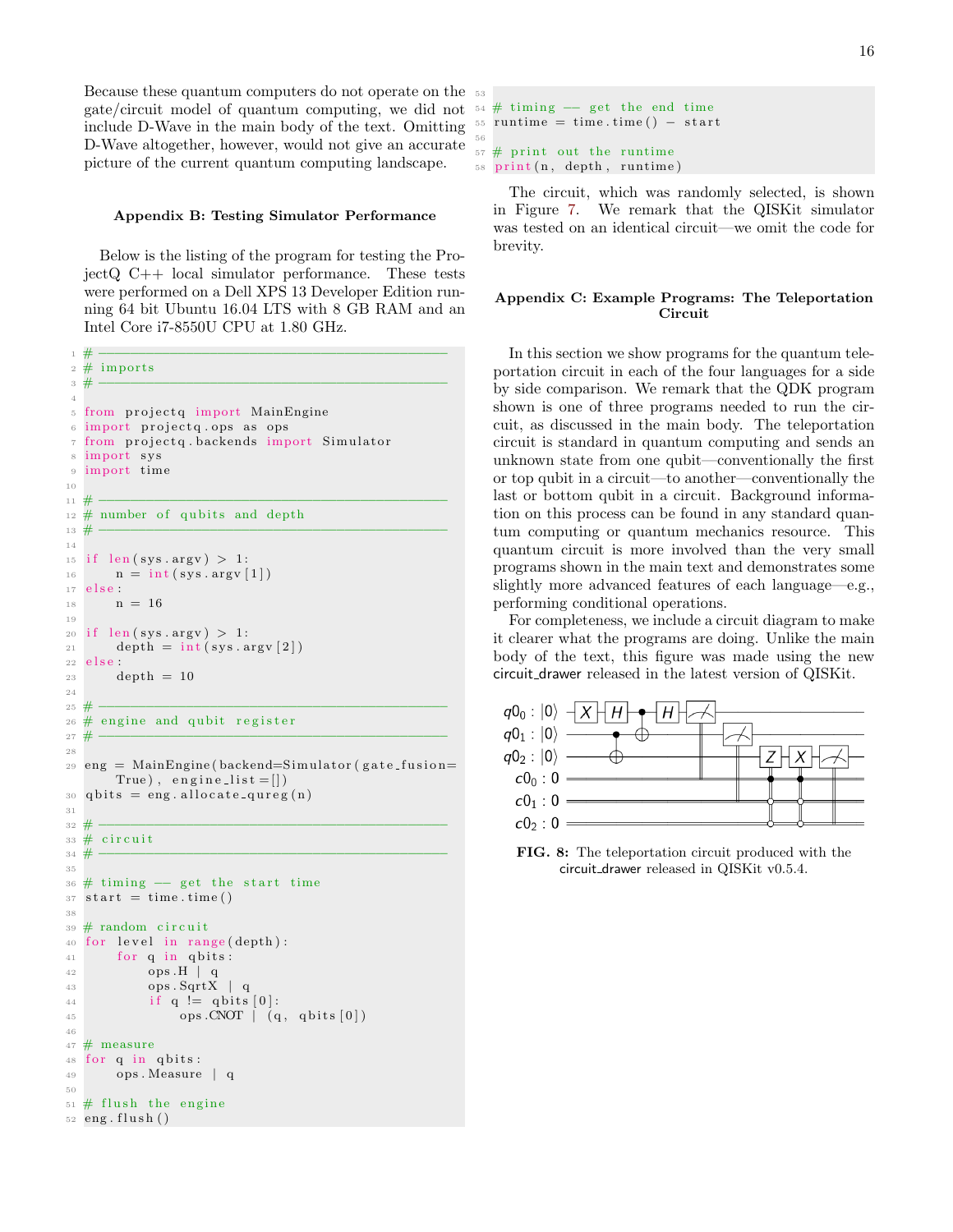Because these quantum computers do not operate on the gate/circuit model of quantum computing, we did not include D-Wave in the main body of the text. Omitting D-Wave altogether, however, would not give an accurate picture of the current quantum computing landscape.

## Appendix B: Testing Simulator Performance

Below is the listing of the program for testing the ProjectQ C++ local simulator performance. These tests were performed on a Dell XPS 13 Developer Edition running 64 bit Ubuntu 16.04 LTS with 8 GB RAM and an Intel Core i7-8550U CPU at 1.80 GHz.

```python
# ---------------------------------------------------
# imports
# ---------------------------------------------------

from projectq import MainEngine
import projectq.ops as ops
from projectq.backends import Simulator
import sys
import time

# ---------------------------------------------------
# number of qubits and depth
# ---------------------------------------------------

if len(sys.argv) > 1:
    n = int(sys.argv[1])
else:
    n = 16

if len(sys.argv) > 1:
    depth = int(sys.argv[2])
else:
    depth = 10

# ---------------------------------------------------
# engine and qubit register
# ---------------------------------------------------

eng = MainEngine(backend=Simulator(gate_fusion=
    True), engine_list=[])
qbits = eng.allocate_qureg(n)

# ---------------------------------------------------
# circuit
# ---------------------------------------------------

# timing -- get the start time
start = time.time()

# random circuit
for level in range(depth):
    for q in qbits:
        ops.H | q
        ops.SqrtX | q
        if q != qbits[0]:
            ops.CNOT | (q, qbits[0])

# measure
for q in qbits:
    ops.Measure | q

# flush the engine
eng.flush()

# timing -- get the end time
runtime = time.time() - start

# print out the runtime
print(n, depth, runtime)
```

The circuit, which was randomly selected, is shown in Figure 7. We remark that the QISKit simulator was tested on an identical circuit—we omit the code for brevity.

## Appendix C: Example Programs: The Teleportation Circuit

In this section we show programs for the quantum teleportation circuit in each of the four languages for a side by side comparison. We remark that the QDK program shown is one of three programs needed to run the circuit, as discussed in the main body. The teleportation circuit is standard in quantum computing and sends an unknown state from one qubit—conventionally the first or top qubit in a circuit—to another—conventionally the last or bottom qubit in a circuit. Background information on this process can be found in any standard quantum computing or quantum mechanics resource. This quantum circuit is more involved than the very small programs shown in the main text and demonstrates some slightly more advanced features of each language—e.g., performing conditional operations.

For completeness, we include a circuit diagram to make it clearer what the programs are doing. Unlike the main body of the text, this figure was made using the new circuit_drawer released in the latest version of QISKit.

**FIG. 8:** The teleportation circuit produced with the circuit_drawer released in QISKit v0.5.4.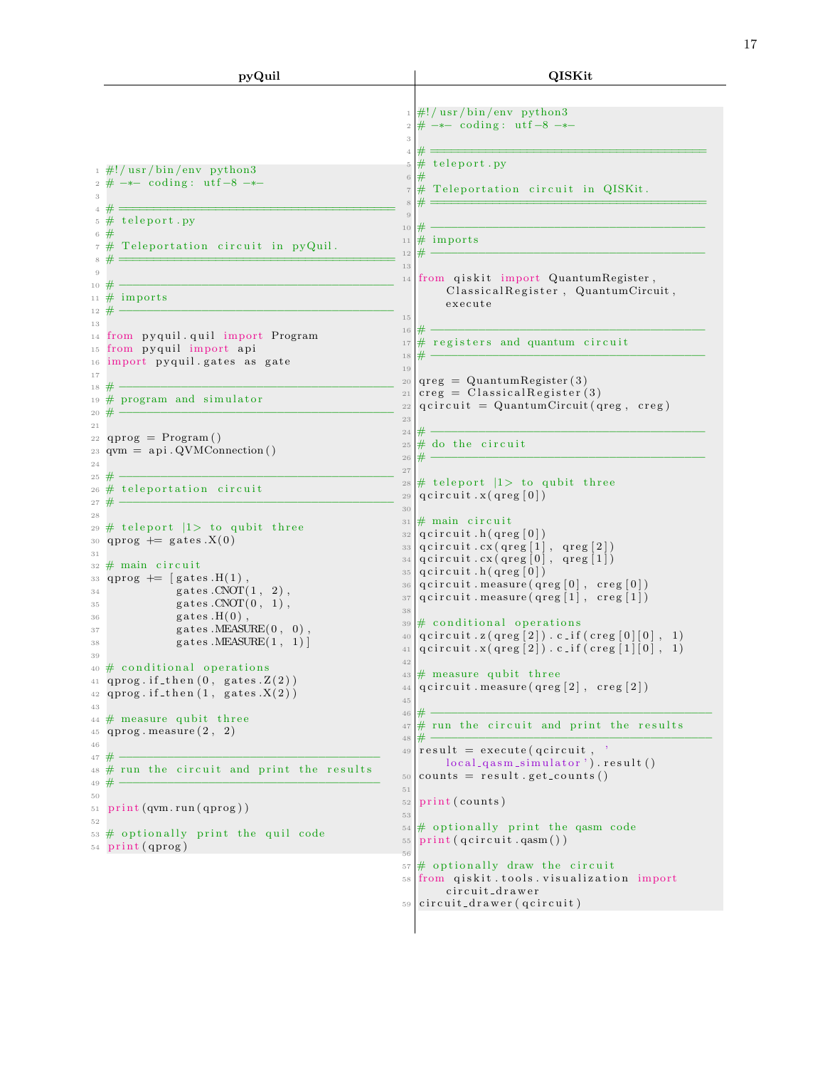| pyQuil | QISKit |
|---|---|

**pyQuil**

```python
#!/usr/bin/env python3
# -*- coding: utf-8 -*-

# ======================================
# teleport.py
#
# Teleportation circuit in pyQuil.
# ======================================

# --------------------------------------
# imports
# --------------------------------------

from pyquil.quil import Program
from pyquil import api
import pyquil.gates as gate

# --------------------------------------
# program and simulator
# --------------------------------------

qprog = Program()
qvm = api.QVMConnection()

# --------------------------------------
# teleportation circuit
# --------------------------------------

# teleport |1> to qubit three
qprog += gates.X(0)

# main circuit
qprog += [gates.H(1),
          gates.CNOT(1, 2),
          gates.CNOT(0, 1),
          gates.H(0),
          gates.MEASURE(0, 0),
          gates.MEASURE(1, 1)]

# conditional operations
qprog.if_then(0, gates.Z(2))
qprog.if_then(1, gates.X(2))

# measure qubit three
qprog.measure(2, 2)

# ------------------------------------
# run the circuit and print the results
# ------------------------------------

print(qvm.run(qprog))

# optionally print the quil code
print(qprog)
```

**QISKit**

```python
#!/usr/bin/env python3
# -*- coding: utf-8 -*-

# ======================================
# teleport.py
#
# Teleportation circuit in QISKit.
# ======================================

# --------------------------------------
# imports
# --------------------------------------

from qiskit import QuantumRegister,
    ClassicalRegister, QuantumCircuit,
    execute

# --------------------------------------
# registers and quantum circuit
# --------------------------------------

qreg = QuantumRegister(3)
creg = ClassicalRegister(3)
qcircuit = QuantumCircuit(qreg, creg)

# --------------------------------------
# do the circuit
# --------------------------------------

# teleport |1> to qubit three
qcircuit.x(qreg[0])

# main circuit
qcircuit.h(qreg[0])
qcircuit.cx(qreg[1], qreg[2])
qcircuit.cx(qreg[0], qreg[1])
qcircuit.h(qreg[0])
qcircuit.measure(qreg[0], creg[0])
qcircuit.measure(qreg[1], creg[1])

# conditional operations
qcircuit.z(qreg[2]).c_if(creg[0][0], 1)
qcircuit.x(qreg[2]).c_if(creg[1][0], 1)

# measure qubit three
qcircuit.measure(qreg[2], creg[2])

# --------------------------------------
# run the circuit and print the results
# --------------------------------------
result = execute(qcircuit, '
    local_qasm_simulator').result()
counts = result.get_counts()

print(counts)

# optionally print the qasm code
print(qcircuit.qasm())

# optionally draw the circuit
from qiskit.tools.visualization import
    circuit_drawer
circuit_drawer(qcircuit)
```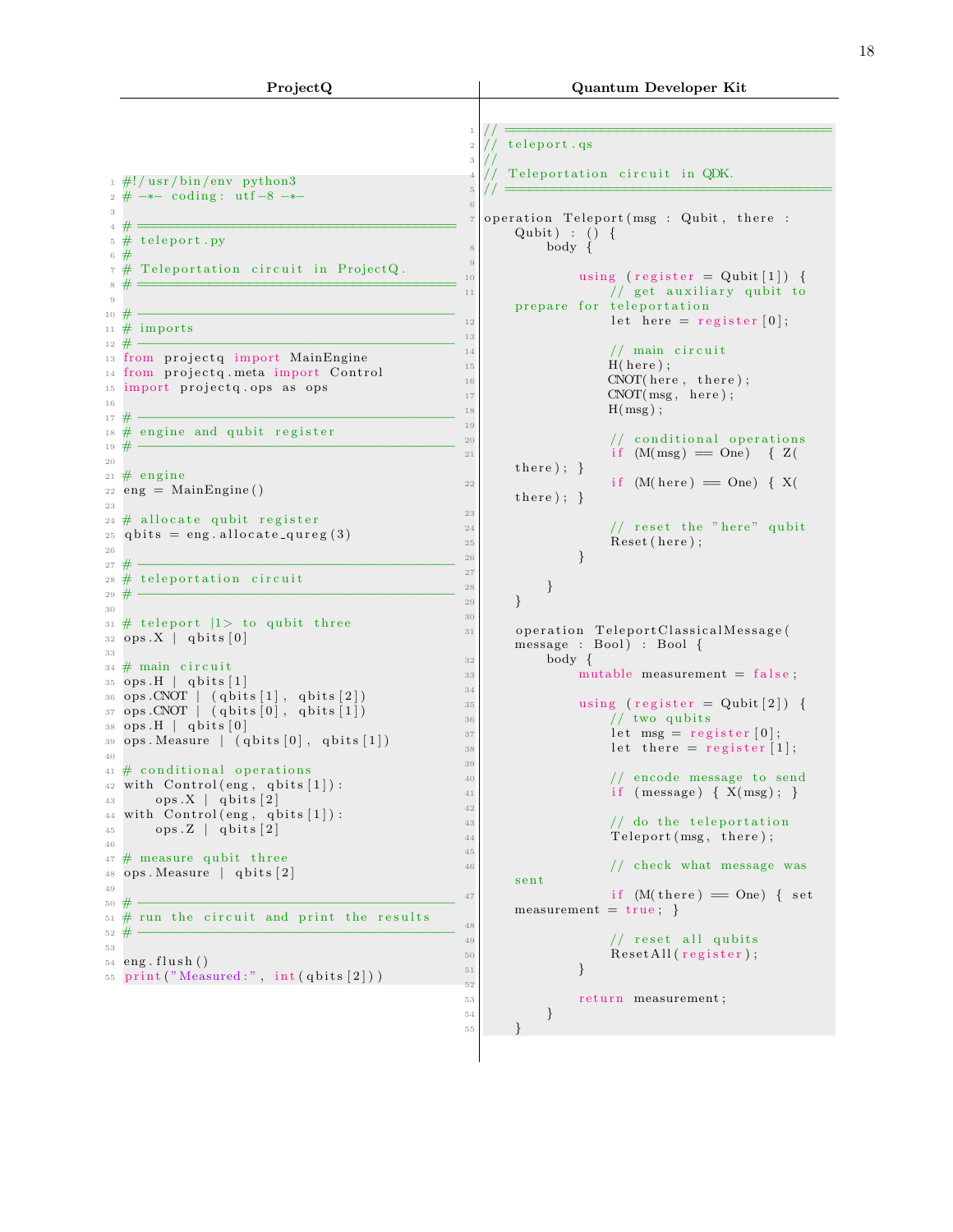**ProjectQ**

```python
#!/usr/bin/env python3
# -*- coding: utf-8 -*-

# ========================================
# teleport.py
#
# Teleportation circuit in ProjectQ.
# ========================================

# ----------------------------------------
# imports
# ----------------------------------------
from projectq import MainEngine
from projectq.meta import Control
import projectq.ops as ops

# ----------------------------------------
# engine and qubit register
# ----------------------------------------

# engine
eng = MainEngine()

# allocate qubit register
qbits = eng.allocate_qureg(3)

# ----------------------------------------
# teleportation circuit
# ----------------------------------------

# teleport |1> to qubit three
ops.X | qbits[0]

# main circuit
ops.H | qbits[1]
ops.CNOT | (qbits[1], qbits[2])
ops.CNOT | (qbits[0], qbits[1])
ops.H | qbits[0]
ops.Measure | (qbits[0], qbits[1])

# conditional operations
with Control(eng, qbits[1]):
    ops.X | qbits[2]
with Control(eng, qbits[1]):
    ops.Z | qbits[2]

# measure qubit three
ops.Measure | qbits[2]

# ----------------------------------------
# run the circuit and print the results
# ----------------------------------------

eng.flush()
print("Measured:", int(qbits[2]))
```

**Quantum Developer Kit**

```
// ========================================
// teleport.qs
//
// Teleportation circuit in QDK.
// ========================================

operation Teleport(msg : Qubit, there : Qubit) : () {
        body {

            using (register = Qubit[1]) {
                // get auxiliary qubit to prepare for teleportation
                let here = register[0];

                // main circuit
                H(here);
                CNOT(here, there);
                CNOT(msg, here);
                H(msg);

                // conditional operations
                if (M(msg) == One)  { Z(there); }
                if (M(here) == One) { X(there); }

                // reset the "here" qubit
                Reset(here);
            }

        }
    }

    operation TeleportClassicalMessage(message : Bool) : Bool {
        body {
            mutable measurement = false;

            using (register = Qubit[2]) {
                // two qubits
                let msg = register[0];
                let there = register[1];

                // encode message to send
                if (message) { X(msg); }

                // do the teleportation
                Teleport(msg, there);

                // check what message was sent
                if (M(there) == One) { set measurement = true; }

                // reset all qubits
                ResetAll(register);
            }

            return measurement;
        }
    }
```